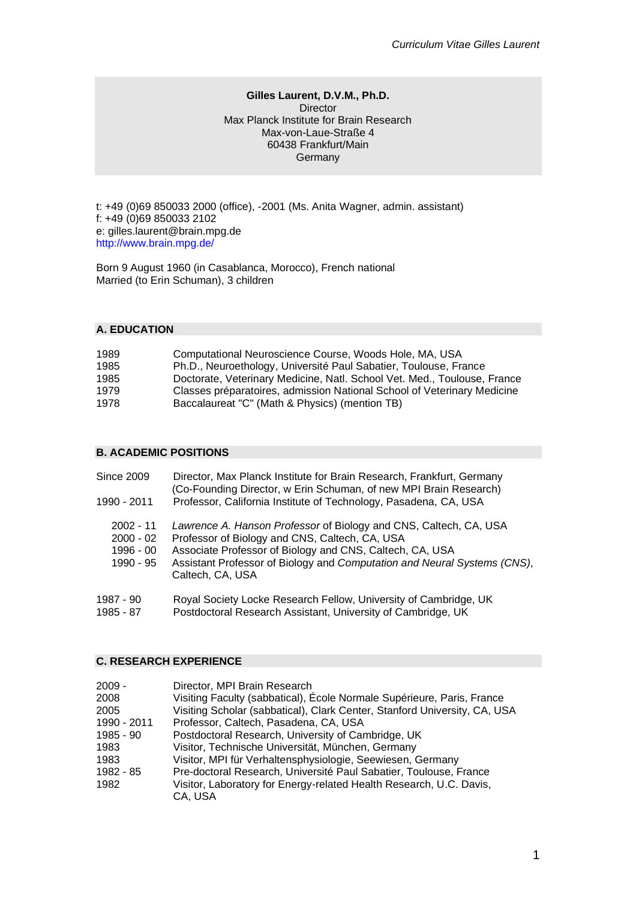**Gilles Laurent, D.V.M., Ph.D.**
Director
Max Planck Institute for Brain Research
Max-von-Laue-Straße 4
60438 Frankfurt/Main
Germany

t: +49 (0)69 850033 2000 (office), -2001 (Ms. Anita Wagner, admin. assistant)
f: +49 (0)69 850033 2102
e: gilles.laurent@brain.mpg.de
http://www.brain.mpg.de/

Born 9 August 1960 (in Casablanca, Morocco), French national
Married (to Erin Schuman), 3 children

## A. EDUCATION

| | |
|---|---|
| 1989 | Computational Neuroscience Course, Woods Hole, MA, USA |
| 1985 | Ph.D., Neuroethology, Université Paul Sabatier, Toulouse, France |
| 1985 | Doctorate, Veterinary Medicine, Natl. School Vet. Med., Toulouse, France |
| 1979 | Classes préparatoires, admission National School of Veterinary Medicine |
| 1978 | Baccalaureat "C" (Math & Physics) (mention TB) |

## B. ACADEMIC POSITIONS

| | |
|---|---|
| Since 2009 | Director, Max Planck Institute for Brain Research, Frankfurt, Germany (Co-Founding Director, w Erin Schuman, of new MPI Brain Research) |
| 1990 - 2011 | Professor, California Institute of Technology, Pasadena, CA, USA |
| 2002 - 11 | *Lawrence A. Hanson Professor* of Biology and CNS, Caltech, CA, USA |
| 2000 - 02 | Professor of Biology and CNS, Caltech, CA, USA |
| 1996 - 00 | Associate Professor of Biology and CNS, Caltech, CA, USA |
| 1990 - 95 | Assistant Professor of Biology and *Computation and Neural Systems (CNS)*, Caltech, CA, USA |
| 1987 - 90 | Royal Society Locke Research Fellow, University of Cambridge, UK |
| 1985 - 87 | Postdoctoral Research Assistant, University of Cambridge, UK |

## C. RESEARCH EXPERIENCE

| | |
|---|---|
| 2009 - | Director, MPI Brain Research |
| 2008 | Visiting Faculty (sabbatical), École Normale Supérieure, Paris, France |
| 2005 | Visiting Scholar (sabbatical), Clark Center, Stanford University, CA, USA |
| 1990 - 2011 | Professor, Caltech, Pasadena, CA, USA |
| 1985 - 90 | Postdoctoral Research, University of Cambridge, UK |
| 1983 | Visitor, Technische Universität, München, Germany |
| 1983 | Visitor, MPI für Verhaltensphysiologie, Seewiesen, Germany |
| 1982 - 85 | Pre-doctoral Research, Université Paul Sabatier, Toulouse, France |
| 1982 | Visitor, Laboratory for Energy-related Health Research, U.C. Davis, CA, USA |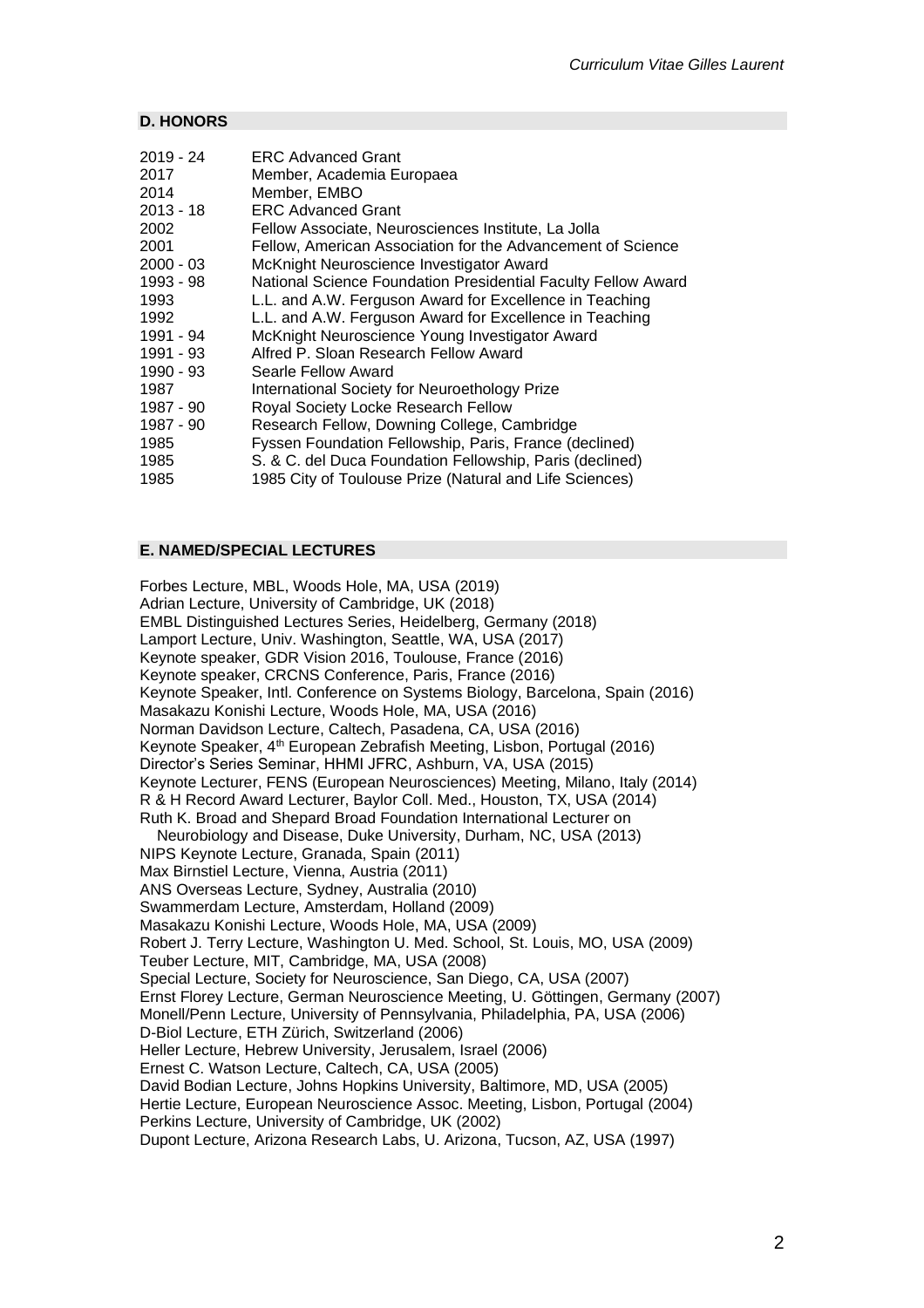## D. HONORS

| | |
|---|---|
| 2019 - 24 | ERC Advanced Grant |
| 2017 | Member, Academia Europaea |
| 2014 | Member, EMBO |
| 2013 - 18 | ERC Advanced Grant |
| 2002 | Fellow Associate, Neurosciences Institute, La Jolla |
| 2001 | Fellow, American Association for the Advancement of Science |
| 2000 - 03 | McKnight Neuroscience Investigator Award |
| 1993 - 98 | National Science Foundation Presidential Faculty Fellow Award |
| 1993 | L.L. and A.W. Ferguson Award for Excellence in Teaching |
| 1992 | L.L. and A.W. Ferguson Award for Excellence in Teaching |
| 1991 - 94 | McKnight Neuroscience Young Investigator Award |
| 1991 - 93 | Alfred P. Sloan Research Fellow Award |
| 1990 - 93 | Searle Fellow Award |
| 1987 | International Society for Neuroethology Prize |
| 1987 - 90 | Royal Society Locke Research Fellow |
| 1987 - 90 | Research Fellow, Downing College, Cambridge |
| 1985 | Fyssen Foundation Fellowship, Paris, France (declined) |
| 1985 | S. & C. del Duca Foundation Fellowship, Paris (declined) |
| 1985 | 1985 City of Toulouse Prize (Natural and Life Sciences) |

## E. NAMED/SPECIAL LECTURES

Forbes Lecture, MBL, Woods Hole, MA, USA (2019)
Adrian Lecture, University of Cambridge, UK (2018)
EMBL Distinguished Lectures Series, Heidelberg, Germany (2018)
Lamport Lecture, Univ. Washington, Seattle, WA, USA (2017)
Keynote speaker, GDR Vision 2016, Toulouse, France (2016)
Keynote speaker, CRCNS Conference, Paris, France (2016)
Keynote Speaker, Intl. Conference on Systems Biology, Barcelona, Spain (2016)
Masakazu Konishi Lecture, Woods Hole, MA, USA (2016)
Norman Davidson Lecture, Caltech, Pasadena, CA, USA (2016)
Keynote Speaker, 4th European Zebrafish Meeting, Lisbon, Portugal (2016)
Director's Series Seminar, HHMI JFRC, Ashburn, VA, USA (2015)
Keynote Lecturer, FENS (European Neurosciences) Meeting, Milano, Italy (2014)
R & H Record Award Lecturer, Baylor Coll. Med., Houston, TX, USA (2014)
Ruth K. Broad and Shepard Broad Foundation International Lecturer on Neurobiology and Disease, Duke University, Durham, NC, USA (2013)
NIPS Keynote Lecture, Granada, Spain (2011)
Max Birnstiel Lecture, Vienna, Austria (2011)
ANS Overseas Lecture, Sydney, Australia (2010)
Swammerdam Lecture, Amsterdam, Holland (2009)
Masakazu Konishi Lecture, Woods Hole, MA, USA (2009)
Robert J. Terry Lecture, Washington U. Med. School, St. Louis, MO, USA (2009)
Teuber Lecture, MIT, Cambridge, MA, USA (2008)
Special Lecture, Society for Neuroscience, San Diego, CA, USA (2007)
Ernst Florey Lecture, German Neuroscience Meeting, U. Göttingen, Germany (2007)
Monell/Penn Lecture, University of Pennsylvania, Philadelphia, PA, USA (2006)
D-Biol Lecture, ETH Zürich, Switzerland (2006)
Heller Lecture, Hebrew University, Jerusalem, Israel (2006)
Ernest C. Watson Lecture, Caltech, CA, USA (2005)
David Bodian Lecture, Johns Hopkins University, Baltimore, MD, USA (2005)
Hertie Lecture, European Neuroscience Assoc. Meeting, Lisbon, Portugal (2004)
Perkins Lecture, University of Cambridge, UK (2002)
Dupont Lecture, Arizona Research Labs, U. Arizona, Tucson, AZ, USA (1997)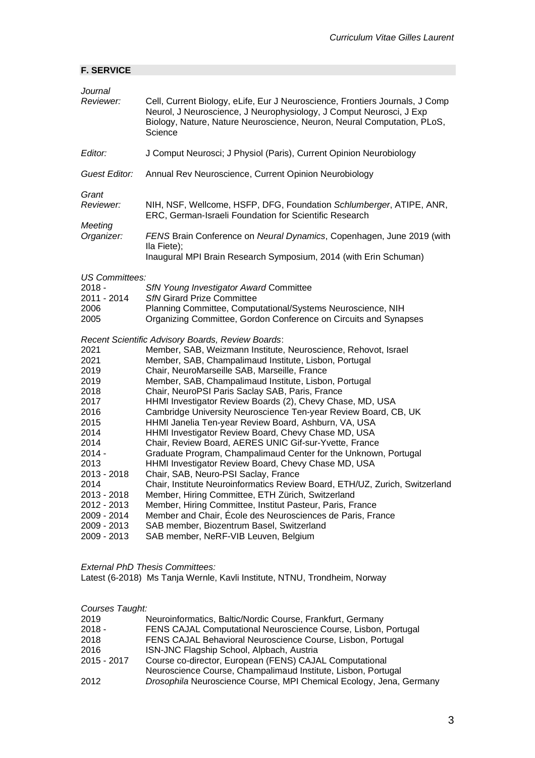## F. SERVICE

*Journal Reviewer:* Cell, Current Biology, eLife, Eur J Neuroscience, Frontiers Journals, J Comp Neurol, J Neuroscience, J Neurophysiology, J Comput Neurosci, J Exp Biology, Nature, Nature Neuroscience, Neuron, Neural Computation, PLoS, Science

*Editor:* J Comput Neurosci; J Physiol (Paris), Current Opinion Neurobiology

*Guest Editor:* Annual Rev Neuroscience, Current Opinion Neurobiology

*Grant Reviewer:* NIH, NSF, Wellcome, HSFP, DFG, Foundation *Schlumberger*, ATIPE, ANR, ERC, German-Israeli Foundation for Scientific Research

*Meeting Organizer:* *FENS* Brain Conference on *Neural Dynamics*, Copenhagen, June 2019 (with Ila Fiete); Inaugural MPI Brain Research Symposium, 2014 (with Erin Schuman)

*US Committees:*

| | |
|---|---|
| 2018 - | *SfN Young Investigator Award* Committee |
| 2011 - 2014 | *SfN* Girard Prize Committee |
| 2006 | Planning Committee, Computational/Systems Neuroscience, NIH |
| 2005 | Organizing Committee, Gordon Conference on Circuits and Synapses |

*Recent Scientific Advisory Boards, Review Boards*:

| | |
|---|---|
| 2021 | Member, SAB, Weizmann Institute, Neuroscience, Rehovot, Israel |
| 2021 | Member, SAB, Champalimaud Institute, Lisbon, Portugal |
| 2019 | Chair, NeuroMarseille SAB, Marseille, France |
| 2019 | Member, SAB, Champalimaud Institute, Lisbon, Portugal |
| 2018 | Chair, NeuroPSI Paris Saclay SAB, Paris, France |
| 2017 | HHMI Investigator Review Boards (2), Chevy Chase, MD, USA |
| 2016 | Cambridge University Neuroscience Ten-year Review Board, CB, UK |
| 2015 | HHMI Janelia Ten-year Review Board, Ashburn, VA, USA |
| 2014 | HHMI Investigator Review Board, Chevy Chase MD, USA |
| 2014 | Chair, Review Board, AERES UNIC Gif-sur-Yvette, France |
| 2014 - | Graduate Program, Champalimaud Center for the Unknown, Portugal |
| 2013 | HHMI Investigator Review Board, Chevy Chase MD, USA |
| 2013 - 2018 | Chair, SAB, Neuro-PSI Saclay, France |
| 2014 | Chair, Institute Neuroinformatics Review Board, ETH/UZ, Zurich, Switzerland |
| 2013 - 2018 | Member, Hiring Committee, ETH Zürich, Switzerland |
| 2012 - 2013 | Member, Hiring Committee, Institut Pasteur, Paris, France |
| 2009 - 2014 | Member and Chair, École des Neurosciences de Paris, France |
| 2009 - 2013 | SAB member, Biozentrum Basel, Switzerland |
| 2009 - 2013 | SAB member, NeRF-VIB Leuven, Belgium |

*External PhD Thesis Committees:*

Latest (6-2018) Ms Tanja Wernle, Kavli Institute, NTNU, Trondheim, Norway

*Courses Taught:*

| | |
|---|---|
| 2019 | Neuroinformatics, Baltic/Nordic Course, Frankfurt, Germany |
| 2018 - | FENS CAJAL Computational Neuroscience Course, Lisbon, Portugal |
| 2018 | FENS CAJAL Behavioral Neuroscience Course, Lisbon, Portugal |
| 2016 | ISN-JNC Flagship School, Alpbach, Austria |
| 2015 - 2017 | Course co-director, European (FENS) CAJAL Computational Neuroscience Course, Champalimaud Institute, Lisbon, Portugal |
| 2012 | *Drosophila* Neuroscience Course, MPI Chemical Ecology, Jena, Germany |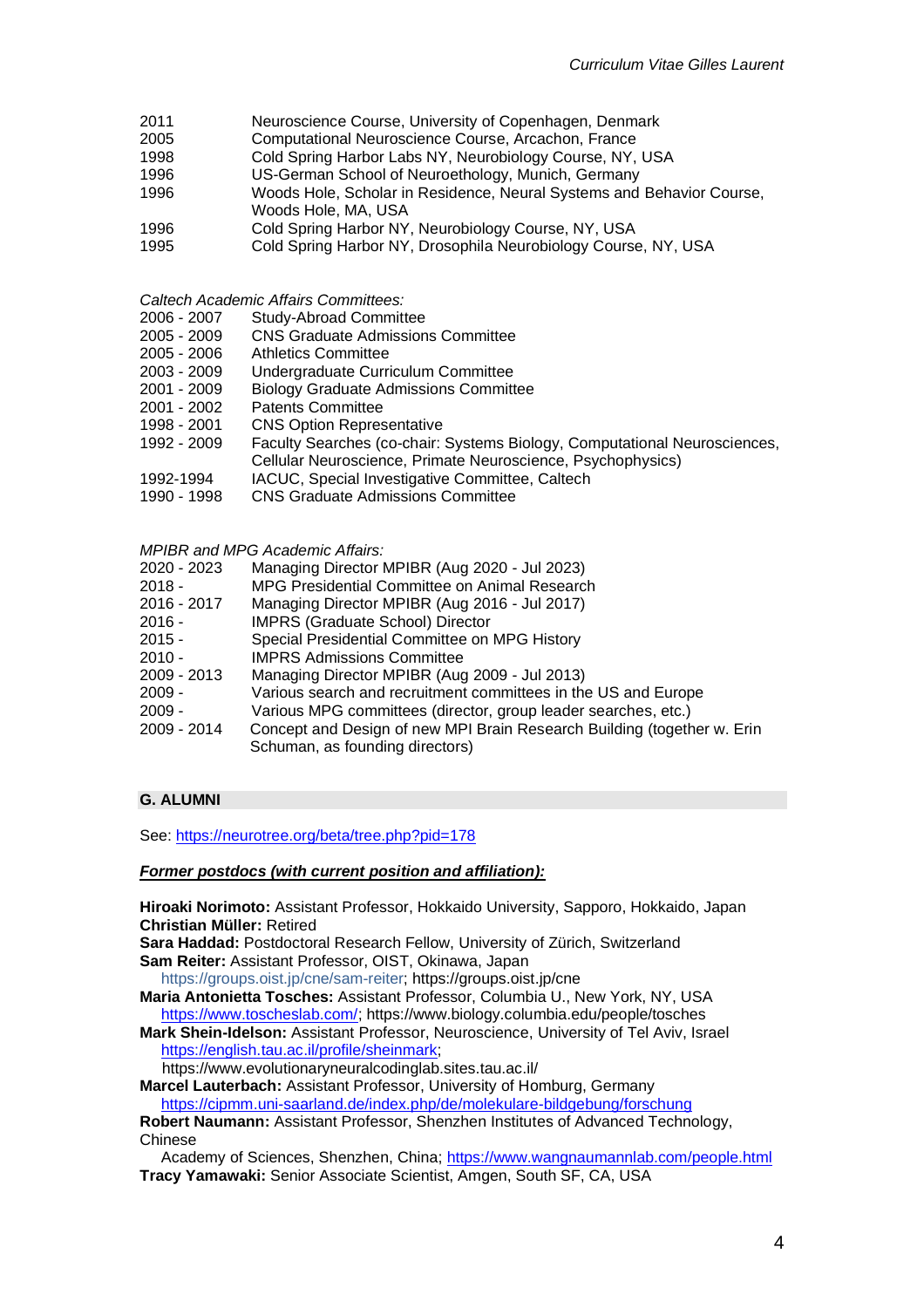| | |
|---|---|
| 2011 | Neuroscience Course, University of Copenhagen, Denmark |
| 2005 | Computational Neuroscience Course, Arcachon, France |
| 1998 | Cold Spring Harbor Labs NY, Neurobiology Course, NY, USA |
| 1996 | US-German School of Neuroethology, Munich, Germany |
| 1996 | Woods Hole, Scholar in Residence, Neural Systems and Behavior Course, Woods Hole, MA, USA |
| 1996 | Cold Spring Harbor NY, Neurobiology Course, NY, USA |
| 1995 | Cold Spring Harbor NY, Drosophila Neurobiology Course, NY, USA |

*Caltech Academic Affairs Committees:*

| | |
|---|---|
| 2006 - 2007 | Study-Abroad Committee |
| 2005 - 2009 | CNS Graduate Admissions Committee |
| 2005 - 2006 | Athletics Committee |
| 2003 - 2009 | Undergraduate Curriculum Committee |
| 2001 - 2009 | Biology Graduate Admissions Committee |
| 2001 - 2002 | Patents Committee |
| 1998 - 2001 | CNS Option Representative |
| 1992 - 2009 | Faculty Searches (co-chair: Systems Biology, Computational Neurosciences, Cellular Neuroscience, Primate Neuroscience, Psychophysics) |
| 1992-1994 | IACUC, Special Investigative Committee, Caltech |
| 1990 - 1998 | CNS Graduate Admissions Committee |

*MPIBR and MPG Academic Affairs:*

| | |
|---|---|
| 2020 - 2023 | Managing Director MPIBR (Aug 2020 - Jul 2023) |
| 2018 - | MPG Presidential Committee on Animal Research |
| 2016 - 2017 | Managing Director MPIBR (Aug 2016 - Jul 2017) |
| 2016 - | IMPRS (Graduate School) Director |
| 2015 - | Special Presidential Committee on MPG History |
| 2010 - | IMPRS Admissions Committee |
| 2009 - 2013 | Managing Director MPIBR (Aug 2009 - Jul 2013) |
| 2009 - | Various search and recruitment committees in the US and Europe |
| 2009 - | Various MPG committees (director, group leader searches, etc.) |
| 2009 - 2014 | Concept and Design of new MPI Brain Research Building (together w. Erin Schuman, as founding directors) |

## G. ALUMNI

See: https://neurotree.org/beta/tree.php?pid=178

***Former postdocs (with current position and affiliation):***

**Hiroaki Norimoto:** Assistant Professor, Hokkaido University, Sapporo, Hokkaido, Japan
**Christian Müller:** Retired
**Sara Haddad:** Postdoctoral Research Fellow, University of Zürich, Switzerland
**Sam Reiter:** Assistant Professor, OIST, Okinawa, Japan
https://groups.oist.jp/cne/sam-reiter; https://groups.oist.jp/cne
**Maria Antonietta Tosches:** Assistant Professor, Columbia U., New York, NY, USA
https://www.toscheslab.com/; https://www.biology.columbia.edu/people/tosches
**Mark Shein-Idelson:** Assistant Professor, Neuroscience, University of Tel Aviv, Israel
https://english.tau.ac.il/profile/sheinmark;
https://www.evolutionaryneuralcodinglab.sites.tau.ac.il/
**Marcel Lauterbach:** Assistant Professor, University of Homburg, Germany
https://cipmm.uni-saarland.de/index.php/de/molekulare-bildgebung/forschung
**Robert Naumann:** Assistant Professor, Shenzhen Institutes of Advanced Technology, Chinese Academy of Sciences, Shenzhen, China; https://www.wangnaumannlab.com/people.html
**Tracy Yamawaki:** Senior Associate Scientist, Amgen, South SF, CA, USA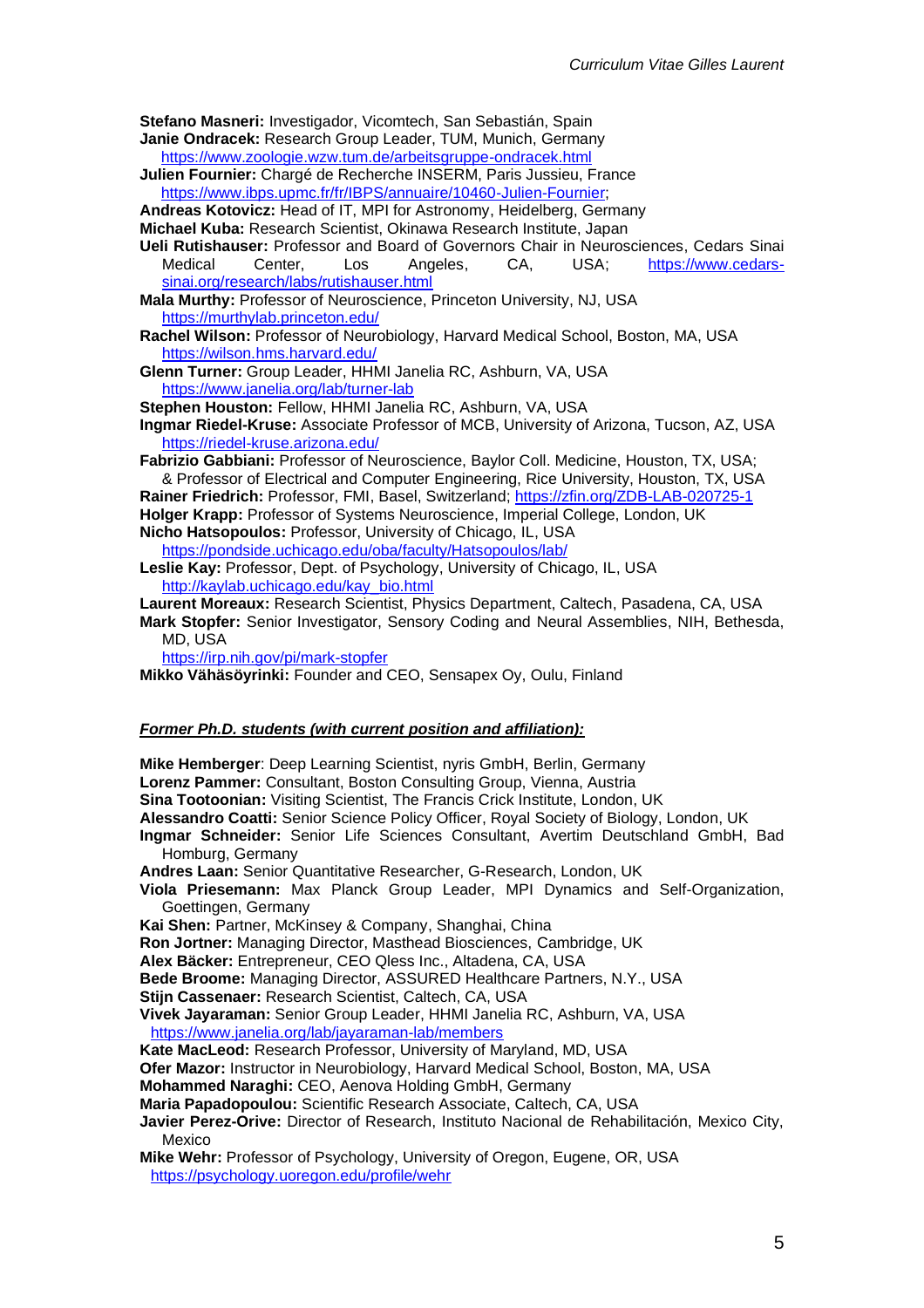**Stefano Masneri:** Investigador, Vicomtech, San Sebastián, Spain

**Janie Ondracek:** Research Group Leader, TUM, Munich, Germany
https://www.zoologie.wzw.tum.de/arbeitsgruppe-ondracek.html

**Julien Fournier:** Chargé de Recherche INSERM, Paris Jussieu, France
https://www.ibps.upmc.fr/fr/IBPS/annuaire/10460-Julien-Fournier;

**Andreas Kotovicz:** Head of IT, MPI for Astronomy, Heidelberg, Germany

**Michael Kuba:** Research Scientist, Okinawa Research Institute, Japan

**Ueli Rutishauser:** Professor and Board of Governors Chair in Neurosciences, Cedars Sinai Medical Center, Los Angeles, CA, USA; https://www.cedars-sinai.org/research/labs/rutishauser.html

**Mala Murthy:** Professor of Neuroscience, Princeton University, NJ, USA
https://murthylab.princeton.edu/

**Rachel Wilson:** Professor of Neurobiology, Harvard Medical School, Boston, MA, USA
https://wilson.hms.harvard.edu/

**Glenn Turner:** Group Leader, HHMI Janelia RC, Ashburn, VA, USA
https://www.janelia.org/lab/turner-lab

**Stephen Houston:** Fellow, HHMI Janelia RC, Ashburn, VA, USA

**Ingmar Riedel-Kruse:** Associate Professor of MCB, University of Arizona, Tucson, AZ, USA
https://riedel-kruse.arizona.edu/

**Fabrizio Gabbiani:** Professor of Neuroscience, Baylor Coll. Medicine, Houston, TX, USA; & Professor of Electrical and Computer Engineering, Rice University, Houston, TX, USA

**Rainer Friedrich:** Professor, FMI, Basel, Switzerland; https://zfin.org/ZDB-LAB-020725-1

**Holger Krapp:** Professor of Systems Neuroscience, Imperial College, London, UK

**Nicho Hatsopoulos:** Professor, University of Chicago, IL, USA
https://pondside.uchicago.edu/oba/faculty/Hatsopoulos/lab/

**Leslie Kay:** Professor, Dept. of Psychology, University of Chicago, IL, USA
http://kaylab.uchicago.edu/kay_bio.html

**Laurent Moreaux:** Research Scientist, Physics Department, Caltech, Pasadena, CA, USA

**Mark Stopfer:** Senior Investigator, Sensory Coding and Neural Assemblies, NIH, Bethesda, MD, USA
https://irp.nih.gov/pi/mark-stopfer

**Mikko Vähäsöyrinki:** Founder and CEO, Sensapex Oy, Oulu, Finland

***Former Ph.D. students (with current position and affiliation):***

**Mike Hemberger**: Deep Learning Scientist, nyris GmbH, Berlin, Germany

**Lorenz Pammer:** Consultant, Boston Consulting Group, Vienna, Austria

**Sina Tootoonian:** Visiting Scientist, The Francis Crick Institute, London, UK

**Alessandro Coatti:** Senior Science Policy Officer, Royal Society of Biology, London, UK

**Ingmar Schneider:** Senior Life Sciences Consultant, Avertim Deutschland GmbH, Bad Homburg, Germany

**Andres Laan:** Senior Quantitative Researcher, G-Research, London, UK

**Viola Priesemann:** Max Planck Group Leader, MPI Dynamics and Self-Organization, Goettingen, Germany

**Kai Shen:** Partner, McKinsey & Company, Shanghai, China

**Ron Jortner:** Managing Director, Masthead Biosciences, Cambridge, UK

**Alex Bäcker:** Entrepreneur, CEO Qless Inc., Altadena, CA, USA

**Bede Broome:** Managing Director, ASSURED Healthcare Partners, N.Y., USA

**Stijn Cassenaer:** Research Scientist, Caltech, CA, USA

**Vivek Jayaraman:** Senior Group Leader, HHMI Janelia RC, Ashburn, VA, USA
https://www.janelia.org/lab/jayaraman-lab/members

**Kate MacLeod:** Research Professor, University of Maryland, MD, USA

**Ofer Mazor:** Instructor in Neurobiology, Harvard Medical School, Boston, MA, USA

**Mohammed Naraghi:** CEO, Aenova Holding GmbH, Germany

**Maria Papadopoulou:** Scientific Research Associate, Caltech, CA, USA

**Javier Perez-Orive:** Director of Research, Instituto Nacional de Rehabilitación, Mexico City, Mexico

**Mike Wehr:** Professor of Psychology, University of Oregon, Eugene, OR, USA
https://psychology.uoregon.edu/profile/wehr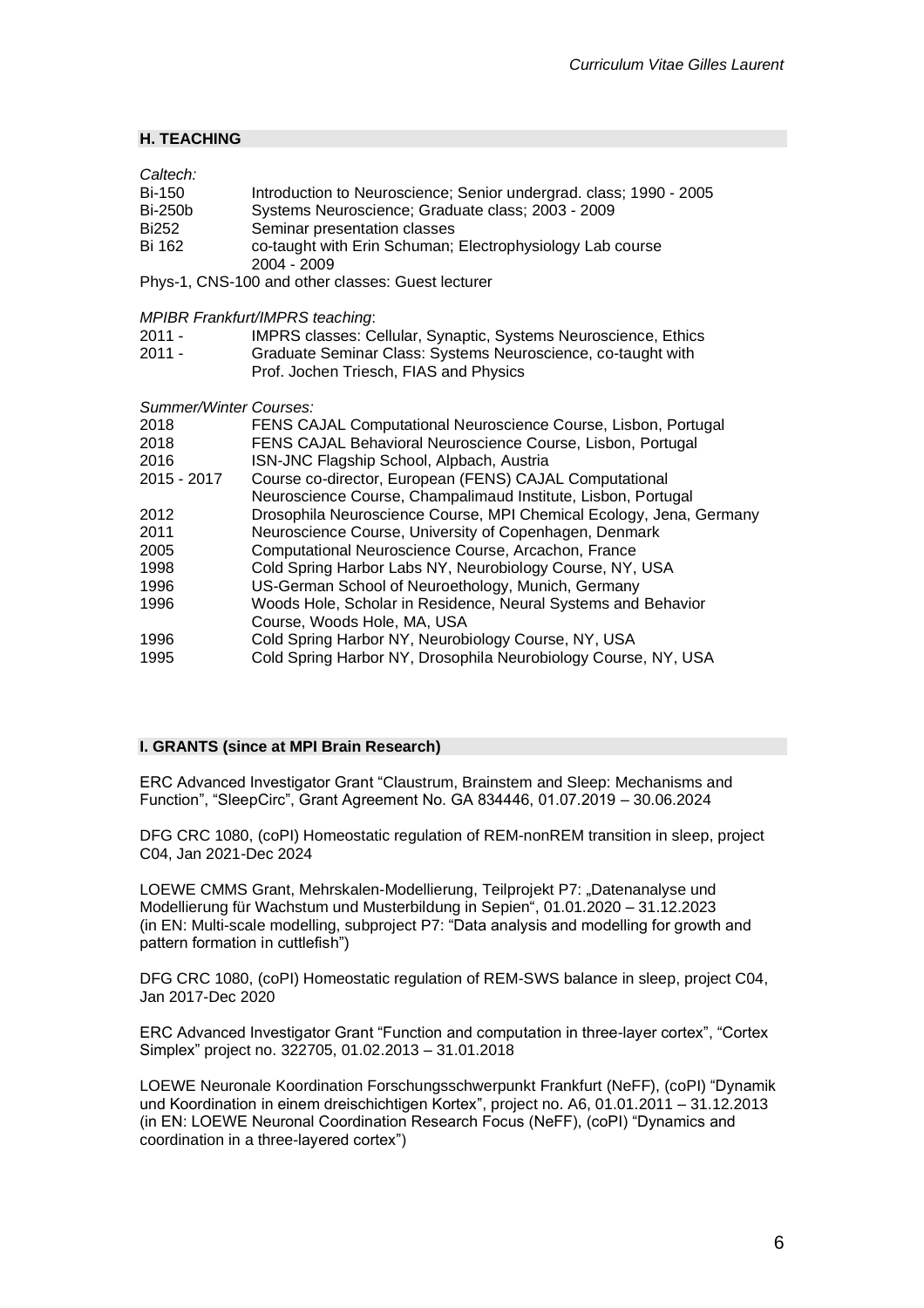## H. TEACHING

*Caltech:*

| | |
|---|---|
| Bi-150 | Introduction to Neuroscience; Senior undergrad. class; 1990 - 2005 |
| Bi-250b | Systems Neuroscience; Graduate class; 2003 - 2009 |
| Bi252 | Seminar presentation classes |
| Bi 162 | co-taught with Erin Schuman; Electrophysiology Lab course 2004 - 2009 |

Phys-1, CNS-100 and other classes: Guest lecturer

*MPIBR Frankfurt/IMPRS teaching*:

| | |
|---|---|
| 2011 - | IMPRS classes: Cellular, Synaptic, Systems Neuroscience, Ethics |
| 2011 - | Graduate Seminar Class: Systems Neuroscience, co-taught with Prof. Jochen Triesch, FIAS and Physics |

*Summer/Winter Courses:*

| | |
|---|---|
| 2018 | FENS CAJAL Computational Neuroscience Course, Lisbon, Portugal |
| 2018 | FENS CAJAL Behavioral Neuroscience Course, Lisbon, Portugal |
| 2016 | ISN-JNC Flagship School, Alpbach, Austria |
| 2015 - 2017 | Course co-director, European (FENS) CAJAL Computational Neuroscience Course, Champalimaud Institute, Lisbon, Portugal |
| 2012 | Drosophila Neuroscience Course, MPI Chemical Ecology, Jena, Germany |
| 2011 | Neuroscience Course, University of Copenhagen, Denmark |
| 2005 | Computational Neuroscience Course, Arcachon, France |
| 1998 | Cold Spring Harbor Labs NY, Neurobiology Course, NY, USA |
| 1996 | US-German School of Neuroethology, Munich, Germany |
| 1996 | Woods Hole, Scholar in Residence, Neural Systems and Behavior Course, Woods Hole, MA, USA |
| 1996 | Cold Spring Harbor NY, Neurobiology Course, NY, USA |
| 1995 | Cold Spring Harbor NY, Drosophila Neurobiology Course, NY, USA |

## I. GRANTS (since at MPI Brain Research)

ERC Advanced Investigator Grant "Claustrum, Brainstem and Sleep: Mechanisms and Function", "SleepCirc", Grant Agreement No. GA 834446, 01.07.2019 – 30.06.2024

DFG CRC 1080, (coPI) Homeostatic regulation of REM-nonREM transition in sleep, project C04, Jan 2021-Dec 2024

LOEWE CMMS Grant, Mehrskalen-Modellierung, Teilprojekt P7: „Datenanalyse und Modellierung für Wachstum und Musterbildung in Sepien", 01.01.2020 – 31.12.2023 (in EN: Multi-scale modelling, subproject P7: "Data analysis and modelling for growth and pattern formation in cuttlefish")

DFG CRC 1080, (coPI) Homeostatic regulation of REM-SWS balance in sleep, project C04, Jan 2017-Dec 2020

ERC Advanced Investigator Grant "Function and computation in three-layer cortex", "Cortex Simplex" project no. 322705, 01.02.2013 – 31.01.2018

LOEWE Neuronale Koordination Forschungsschwerpunkt Frankfurt (NeFF), (coPI) "Dynamik und Koordination in einem dreischichtigen Kortex", project no. A6, 01.01.2011 – 31.12.2013 (in EN: LOEWE Neuronal Coordination Research Focus (NeFF), (coPI) "Dynamics and coordination in a three-layered cortex")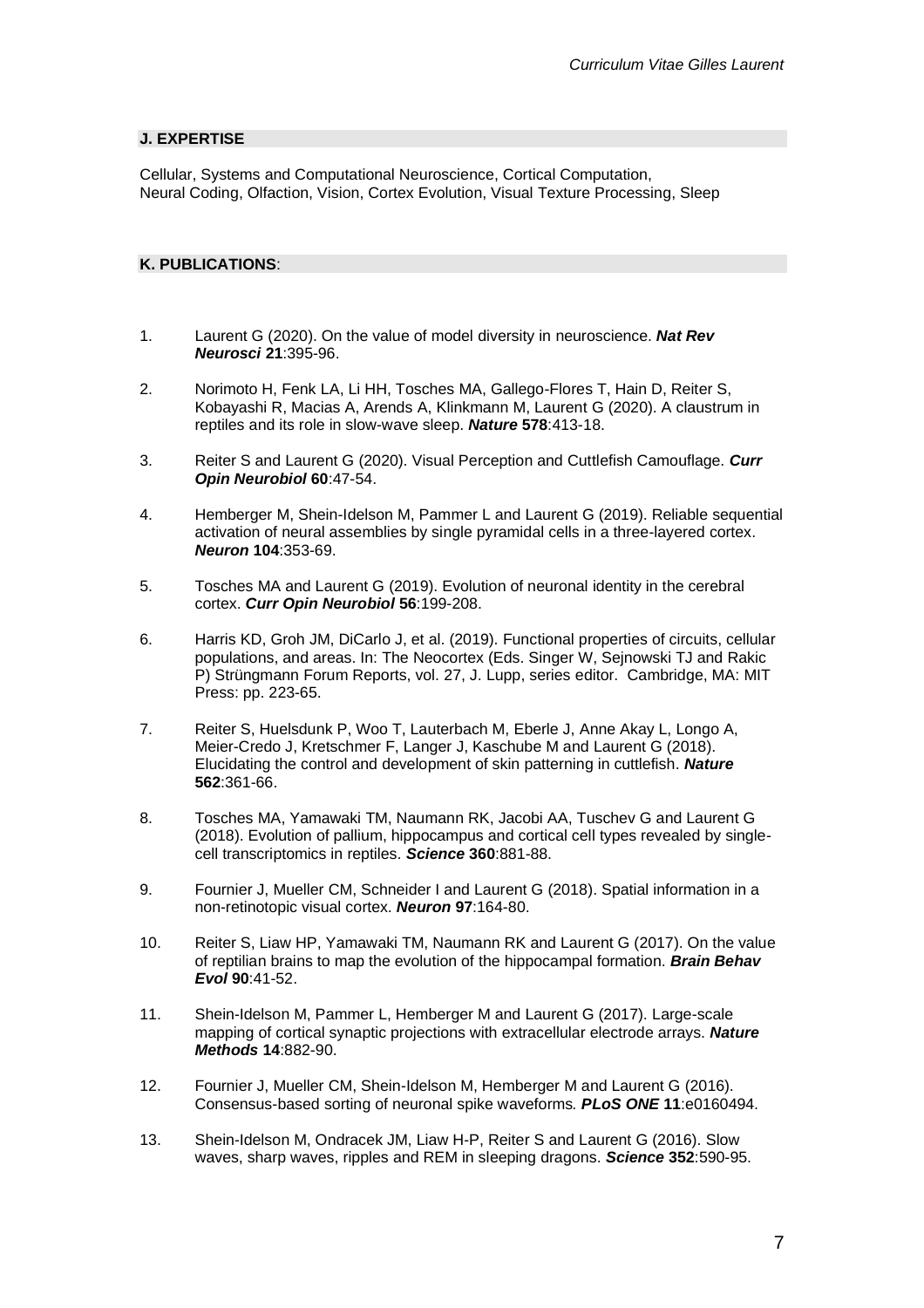## J. EXPERTISE

Cellular, Systems and Computational Neuroscience, Cortical Computation, Neural Coding, Olfaction, Vision, Cortex Evolution, Visual Texture Processing, Sleep

## K. PUBLICATIONS:

1. Laurent G (2020). On the value of model diversity in neuroscience. ***Nat Rev Neurosci*** **21**:395-96.

2. Norimoto H, Fenk LA, Li HH, Tosches MA, Gallego-Flores T, Hain D, Reiter S, Kobayashi R, Macias A, Arends A, Klinkmann M, Laurent G (2020). A claustrum in reptiles and its role in slow-wave sleep. ***Nature*** **578**:413-18.

3. Reiter S and Laurent G (2020). Visual Perception and Cuttlefish Camouflage. ***Curr Opin Neurobiol*** **60**:47-54.

4. Hemberger M, Shein-Idelson M, Pammer L and Laurent G (2019). Reliable sequential activation of neural assemblies by single pyramidal cells in a three-layered cortex. ***Neuron*** **104**:353-69.

5. Tosches MA and Laurent G (2019). Evolution of neuronal identity in the cerebral cortex. ***Curr Opin Neurobiol*** **56**:199-208.

6. Harris KD, Groh JM, DiCarlo J, et al. (2019). Functional properties of circuits, cellular populations, and areas. In: The Neocortex (Eds. Singer W, Sejnowski TJ and Rakic P) Strüngmann Forum Reports, vol. 27, J. Lupp, series editor. Cambridge, MA: MIT Press: pp. 223-65.

7. Reiter S, Huelsdunk P, Woo T, Lauterbach M, Eberle J, Anne Akay L, Longo A, Meier-Credo J, Kretschmer F, Langer J, Kaschube M and Laurent G (2018). Elucidating the control and development of skin patterning in cuttlefish. ***Nature*** **562**:361-66.

8. Tosches MA, Yamawaki TM, Naumann RK, Jacobi AA, Tuschev G and Laurent G (2018). Evolution of pallium, hippocampus and cortical cell types revealed by single-cell transcriptomics in reptiles. ***Science*** **360**:881-88.

9. Fournier J, Mueller CM, Schneider I and Laurent G (2018). Spatial information in a non-retinotopic visual cortex. ***Neuron*** **97**:164-80.

10. Reiter S, Liaw HP, Yamawaki TM, Naumann RK and Laurent G (2017). On the value of reptilian brains to map the evolution of the hippocampal formation. ***Brain Behav Evol*** **90**:41-52.

11. Shein-Idelson M, Pammer L, Hemberger M and Laurent G (2017). Large-scale mapping of cortical synaptic projections with extracellular electrode arrays. ***Nature Methods*** **14**:882-90.

12. Fournier J, Mueller CM, Shein-Idelson M, Hemberger M and Laurent G (2016). Consensus-based sorting of neuronal spike waveforms. ***PLoS ONE*** **11**:e0160494.

13. Shein-Idelson M, Ondracek JM, Liaw H-P, Reiter S and Laurent G (2016). Slow waves, sharp waves, ripples and REM in sleeping dragons. ***Science*** **352**:590-95.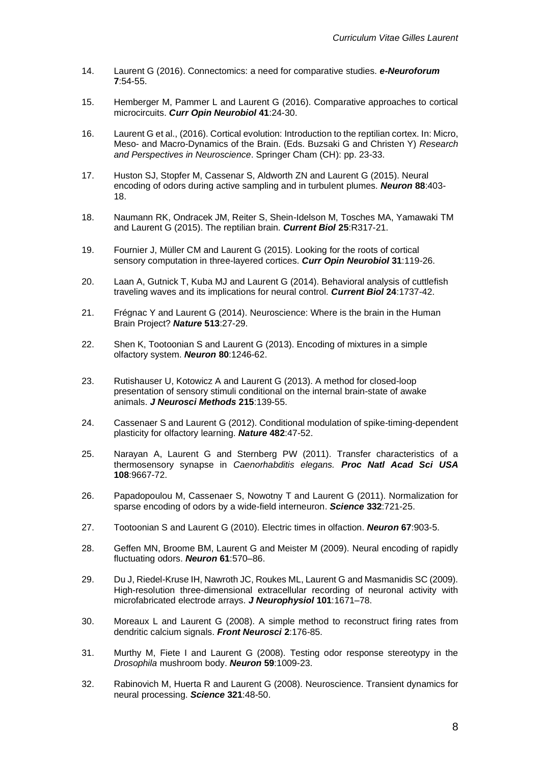14. Laurent G (2016). Connectomics: a need for comparative studies. ***e-Neuroforum*** **7**:54-55.

15. Hemberger M, Pammer L and Laurent G (2016). Comparative approaches to cortical microcircuits. ***Curr Opin Neurobiol*** **41**:24-30.

16. Laurent G et al., (2016). Cortical evolution: Introduction to the reptilian cortex. In: Micro, Meso- and Macro-Dynamics of the Brain. (Eds. Buzsaki G and Christen Y) *Research and Perspectives in Neuroscience*. Springer Cham (CH): pp. 23-33.

17. Huston SJ, Stopfer M, Cassenar S, Aldworth ZN and Laurent G (2015). Neural encoding of odors during active sampling and in turbulent plumes. ***Neuron*** **88**:403-18.

18. Naumann RK, Ondracek JM, Reiter S, Shein-Idelson M, Tosches MA, Yamawaki TM and Laurent G (2015). The reptilian brain. ***Current Biol*** **25**:R317-21.

19. Fournier J, Müller CM and Laurent G (2015). Looking for the roots of cortical sensory computation in three-layered cortices. ***Curr Opin Neurobiol*** **31**:119-26.

20. Laan A, Gutnick T, Kuba MJ and Laurent G (2014). Behavioral analysis of cuttlefish traveling waves and its implications for neural control. ***Current Biol*** **24**:1737-42.

21. Frégnac Y and Laurent G (2014). Neuroscience: Where is the brain in the Human Brain Project? ***Nature*** **513**:27-29.

22. Shen K, Tootoonian S and Laurent G (2013). Encoding of mixtures in a simple olfactory system. ***Neuron*** **80**:1246-62.

23. Rutishauser U, Kotowicz A and Laurent G (2013). A method for closed-loop presentation of sensory stimuli conditional on the internal brain-state of awake animals. ***J Neurosci Methods*** **215**:139-55.

24. Cassenaer S and Laurent G (2012). Conditional modulation of spike-timing-dependent plasticity for olfactory learning. ***Nature*** **482**:47-52.

25. Narayan A, Laurent G and Sternberg PW (2011). Transfer characteristics of a thermosensory synapse in *Caenorhabditis elegans.* ***Proc Natl Acad Sci USA*** **108**:9667-72.

26. Papadopoulou M, Cassenaer S, Nowotny T and Laurent G (2011). Normalization for sparse encoding of odors by a wide-field interneuron. ***Science*** **332**:721-25.

27. Tootoonian S and Laurent G (2010). Electric times in olfaction. ***Neuron*** **67**:903-5.

28. Geffen MN, Broome BM, Laurent G and Meister M (2009). Neural encoding of rapidly fluctuating odors. ***Neuron*** **61**:570–86.

29. Du J, Riedel-Kruse IH, Nawroth JC, Roukes ML, Laurent G and Masmanidis SC (2009). High-resolution three-dimensional extracellular recording of neuronal activity with microfabricated electrode arrays. ***J Neurophysiol*** **101**:1671–78.

30. Moreaux L and Laurent G (2008). A simple method to reconstruct firing rates from dendritic calcium signals. ***Front Neurosci*** **2**:176-85.

31. Murthy M, Fiete I and Laurent G (2008). Testing odor response stereotypy in the *Drosophila* mushroom body. ***Neuron*** **59**:1009-23.

32. Rabinovich M, Huerta R and Laurent G (2008). Neuroscience. Transient dynamics for neural processing. ***Science*** **321**:48-50.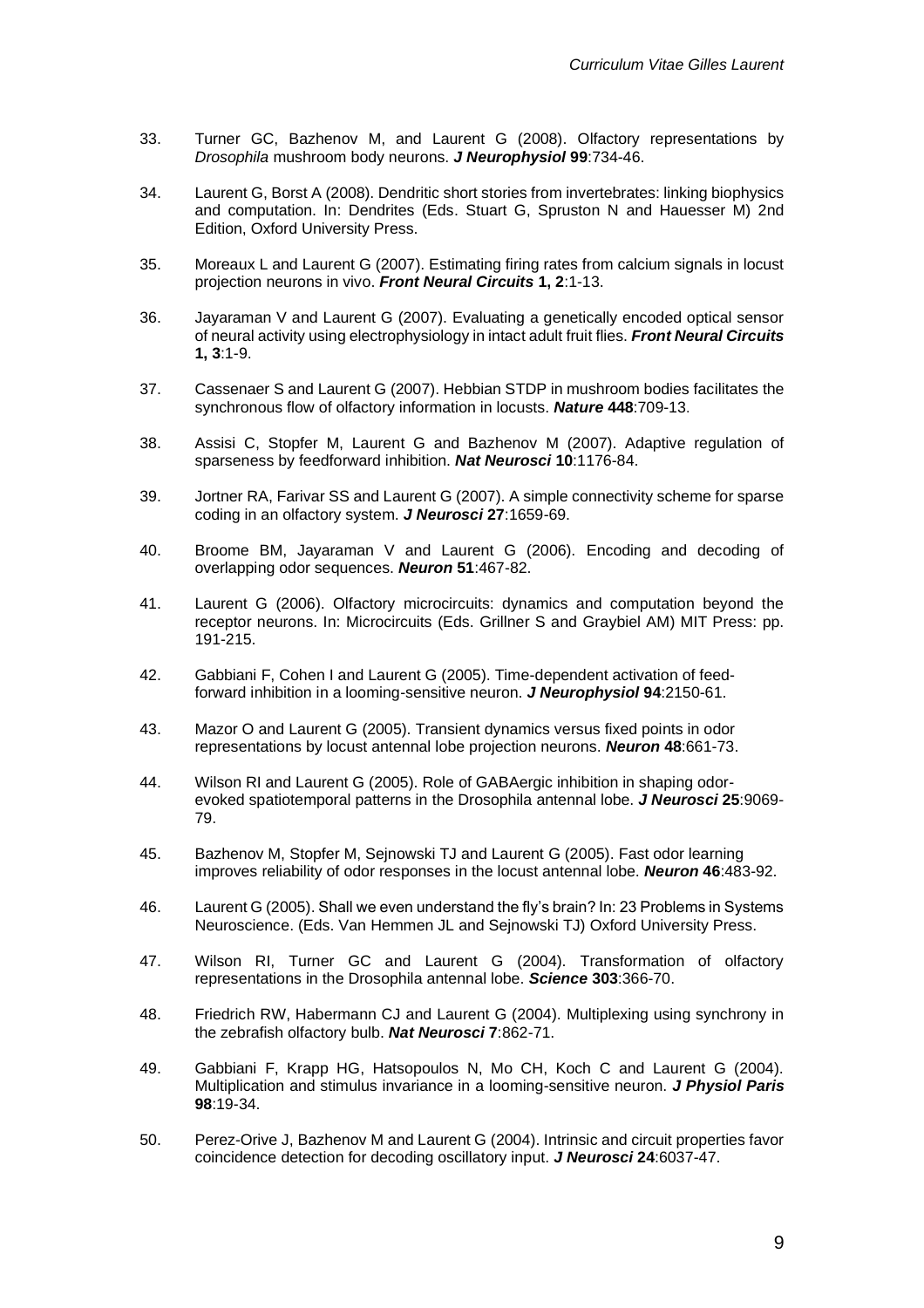33. Turner GC, Bazhenov M, and Laurent G (2008). Olfactory representations by *Drosophila* mushroom body neurons. ***J Neurophysiol* 99**:734-46.

34. Laurent G, Borst A (2008). Dendritic short stories from invertebrates: linking biophysics and computation. In: Dendrites (Eds. Stuart G, Spruston N and Hauesser M) 2nd Edition, Oxford University Press.

35. Moreaux L and Laurent G (2007). Estimating firing rates from calcium signals in locust projection neurons in vivo. ***Front Neural Circuits* 1, 2**:1-13.

36. Jayaraman V and Laurent G (2007). Evaluating a genetically encoded optical sensor of neural activity using electrophysiology in intact adult fruit flies. ***Front Neural Circuits* 1, 3**:1-9.

37. Cassenaer S and Laurent G (2007). Hebbian STDP in mushroom bodies facilitates the synchronous flow of olfactory information in locusts. ***Nature* 448**:709-13.

38. Assisi C, Stopfer M, Laurent G and Bazhenov M (2007). Adaptive regulation of sparseness by feedforward inhibition. ***Nat Neurosci* 10**:1176-84.

39. Jortner RA, Farivar SS and Laurent G (2007). A simple connectivity scheme for sparse coding in an olfactory system. ***J Neurosci* 27**:1659-69.

40. Broome BM, Jayaraman V and Laurent G (2006). Encoding and decoding of overlapping odor sequences. ***Neuron* 51**:467-82.

41. Laurent G (2006). Olfactory microcircuits: dynamics and computation beyond the receptor neurons. In: Microcircuits (Eds. Grillner S and Graybiel AM) MIT Press: pp. 191-215.

42. Gabbiani F, Cohen I and Laurent G (2005). Time-dependent activation of feed-forward inhibition in a looming-sensitive neuron. ***J Neurophysiol* 94**:2150-61.

43. Mazor O and Laurent G (2005). Transient dynamics versus fixed points in odor representations by locust antennal lobe projection neurons. ***Neuron* 48**:661-73.

44. Wilson RI and Laurent G (2005). Role of GABAergic inhibition in shaping odor-evoked spatiotemporal patterns in the Drosophila antennal lobe. ***J Neurosci* 25**:9069-79.

45. Bazhenov M, Stopfer M, Sejnowski TJ and Laurent G (2005). Fast odor learning improves reliability of odor responses in the locust antennal lobe. ***Neuron* 46**:483-92.

46. Laurent G (2005). Shall we even understand the fly's brain? In: 23 Problems in Systems Neuroscience. (Eds. Van Hemmen JL and Sejnowski TJ) Oxford University Press.

47. Wilson RI, Turner GC and Laurent G (2004). Transformation of olfactory representations in the Drosophila antennal lobe. ***Science* 303**:366-70.

48. Friedrich RW, Habermann CJ and Laurent G (2004). Multiplexing using synchrony in the zebrafish olfactory bulb. ***Nat Neurosci* 7**:862-71.

49. Gabbiani F, Krapp HG, Hatsopoulos N, Mo CH, Koch C and Laurent G (2004). Multiplication and stimulus invariance in a looming-sensitive neuron. ***J Physiol Paris* 98**:19-34.

50. Perez-Orive J, Bazhenov M and Laurent G (2004). Intrinsic and circuit properties favor coincidence detection for decoding oscillatory input. ***J Neurosci* 24**:6037-47.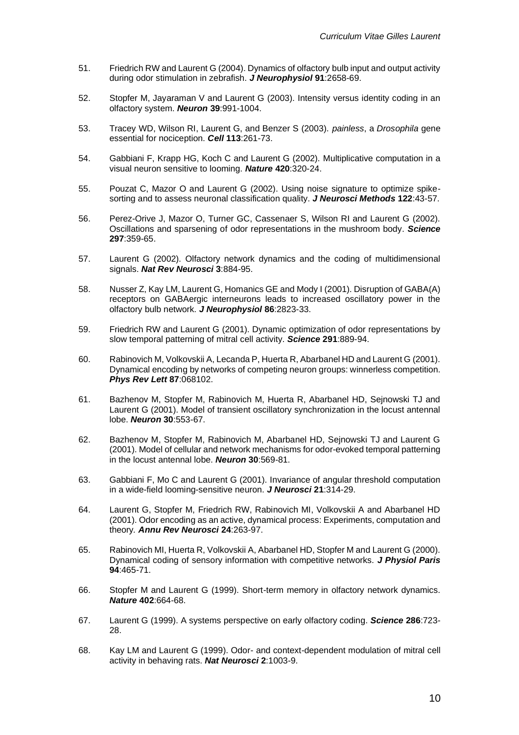51. Friedrich RW and Laurent G (2004). Dynamics of olfactory bulb input and output activity during odor stimulation in zebrafish. ***J Neurophysiol*** **91**:2658-69.

52. Stopfer M, Jayaraman V and Laurent G (2003). Intensity versus identity coding in an olfactory system. ***Neuron*** **39**:991-1004.

53. Tracey WD, Wilson RI, Laurent G, and Benzer S (2003). *painless*, a *Drosophila* gene essential for nociception. ***Cell*** **113**:261-73.

54. Gabbiani F, Krapp HG, Koch C and Laurent G (2002). Multiplicative computation in a visual neuron sensitive to looming. ***Nature*** **420**:320-24.

55. Pouzat C, Mazor O and Laurent G (2002). Using noise signature to optimize spike-sorting and to assess neuronal classification quality. ***J Neurosci Methods*** **122**:43-57.

56. Perez-Orive J, Mazor O, Turner GC, Cassenaer S, Wilson RI and Laurent G (2002). Oscillations and sparsening of odor representations in the mushroom body. ***Science*** **297**:359-65.

57. Laurent G (2002). Olfactory network dynamics and the coding of multidimensional signals. ***Nat Rev Neurosci*** **3**:884-95.

58. Nusser Z, Kay LM, Laurent G, Homanics GE and Mody I (2001). Disruption of GABA(A) receptors on GABAergic interneurons leads to increased oscillatory power in the olfactory bulb network. ***J Neurophysiol*** **86**:2823-33.

59. Friedrich RW and Laurent G (2001). Dynamic optimization of odor representations by slow temporal patterning of mitral cell activity. ***Science*** **291**:889-94.

60. Rabinovich M, Volkovskii A, Lecanda P, Huerta R, Abarbanel HD and Laurent G (2001). Dynamical encoding by networks of competing neuron groups: winnerless competition. ***Phys Rev Lett*** **87**:068102.

61. Bazhenov M, Stopfer M, Rabinovich M, Huerta R, Abarbanel HD, Sejnowski TJ and Laurent G (2001). Model of transient oscillatory synchronization in the locust antennal lobe. ***Neuron*** **30**:553-67.

62. Bazhenov M, Stopfer M, Rabinovich M, Abarbanel HD, Sejnowski TJ and Laurent G (2001). Model of cellular and network mechanisms for odor-evoked temporal patterning in the locust antennal lobe. ***Neuron*** **30**:569-81.

63. Gabbiani F, Mo C and Laurent G (2001). Invariance of angular threshold computation in a wide-field looming-sensitive neuron. ***J Neurosci*** **21**:314-29.

64. Laurent G, Stopfer M, Friedrich RW, Rabinovich MI, Volkovskii A and Abarbanel HD (2001). Odor encoding as an active, dynamical process: Experiments, computation and theory. ***Annu Rev Neurosci*** **24**:263-97.

65. Rabinovich MI, Huerta R, Volkovskii A, Abarbanel HD, Stopfer M and Laurent G (2000). Dynamical coding of sensory information with competitive networks. ***J Physiol Paris*** **94**:465-71.

66. Stopfer M and Laurent G (1999). Short-term memory in olfactory network dynamics. ***Nature*** **402**:664-68.

67. Laurent G (1999). A systems perspective on early olfactory coding. ***Science*** **286**:723-28.

68. Kay LM and Laurent G (1999). Odor- and context-dependent modulation of mitral cell activity in behaving rats. ***Nat Neurosci*** **2**:1003-9.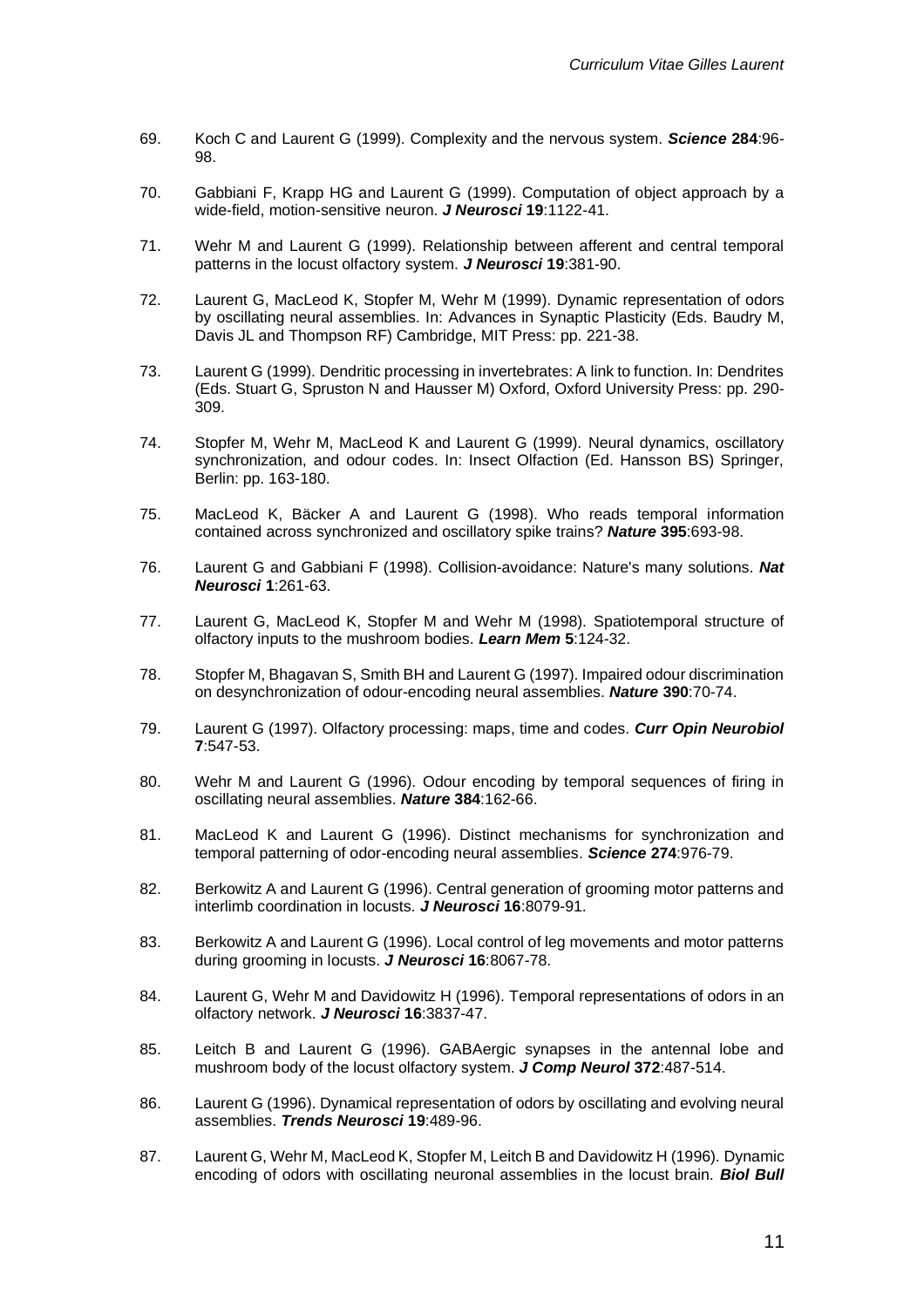69. Koch C and Laurent G (1999). Complexity and the nervous system. ***Science* 284**:96-98.

70. Gabbiani F, Krapp HG and Laurent G (1999). Computation of object approach by a wide-field, motion-sensitive neuron. ***J Neurosci* 19**:1122-41.

71. Wehr M and Laurent G (1999). Relationship between afferent and central temporal patterns in the locust olfactory system. ***J Neurosci* 19**:381-90.

72. Laurent G, MacLeod K, Stopfer M, Wehr M (1999). Dynamic representation of odors by oscillating neural assemblies. In: Advances in Synaptic Plasticity (Eds. Baudry M, Davis JL and Thompson RF) Cambridge, MIT Press: pp. 221-38.

73. Laurent G (1999). Dendritic processing in invertebrates: A link to function. In: Dendrites (Eds. Stuart G, Spruston N and Hausser M) Oxford, Oxford University Press: pp. 290-309.

74. Stopfer M, Wehr M, MacLeod K and Laurent G (1999). Neural dynamics, oscillatory synchronization, and odour codes. In: Insect Olfaction (Ed. Hansson BS) Springer, Berlin: pp. 163-180.

75. MacLeod K, Bäcker A and Laurent G (1998). Who reads temporal information contained across synchronized and oscillatory spike trains? ***Nature* 395**:693-98.

76. Laurent G and Gabbiani F (1998). Collision-avoidance: Nature's many solutions. ***Nat Neurosci* 1**:261-63.

77. Laurent G, MacLeod K, Stopfer M and Wehr M (1998). Spatiotemporal structure of olfactory inputs to the mushroom bodies. ***Learn Mem* 5**:124-32.

78. Stopfer M, Bhagavan S, Smith BH and Laurent G (1997). Impaired odour discrimination on desynchronization of odour-encoding neural assemblies. ***Nature* 390**:70-74.

79. Laurent G (1997). Olfactory processing: maps, time and codes. ***Curr Opin Neurobiol* 7**:547-53.

80. Wehr M and Laurent G (1996). Odour encoding by temporal sequences of firing in oscillating neural assemblies. ***Nature* 384**:162-66.

81. MacLeod K and Laurent G (1996). Distinct mechanisms for synchronization and temporal patterning of odor-encoding neural assemblies. ***Science* 274**:976-79.

82. Berkowitz A and Laurent G (1996). Central generation of grooming motor patterns and interlimb coordination in locusts. ***J Neurosci* 16**:8079-91.

83. Berkowitz A and Laurent G (1996). Local control of leg movements and motor patterns during grooming in locusts. ***J Neurosci* 16**:8067-78.

84. Laurent G, Wehr M and Davidowitz H (1996). Temporal representations of odors in an olfactory network. ***J Neurosci* 16**:3837-47.

85. Leitch B and Laurent G (1996). GABAergic synapses in the antennal lobe and mushroom body of the locust olfactory system. ***J Comp Neurol* 372**:487-514.

86. Laurent G (1996). Dynamical representation of odors by oscillating and evolving neural assemblies. ***Trends Neurosci* 19**:489-96.

87. Laurent G, Wehr M, MacLeod K, Stopfer M, Leitch B and Davidowitz H (1996). Dynamic encoding of odors with oscillating neuronal assemblies in the locust brain. ***Biol Bull***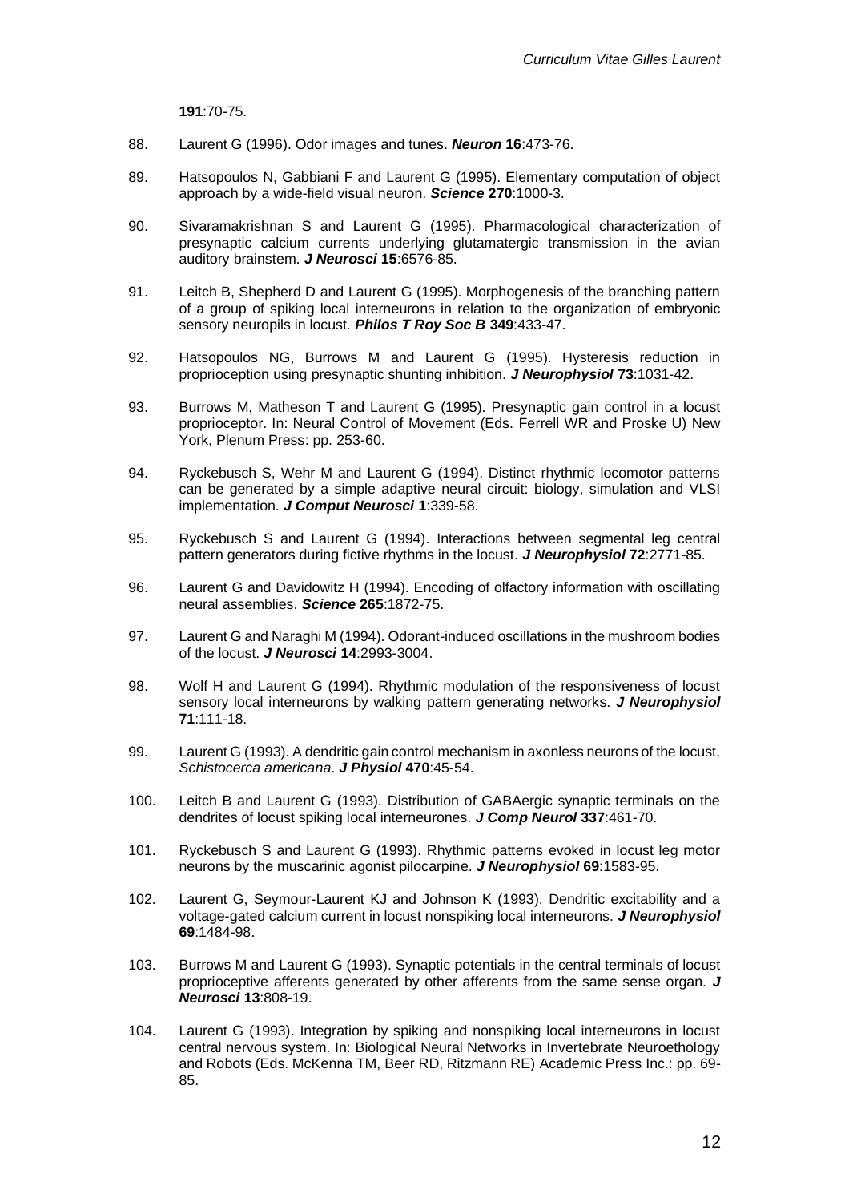**191**:70-75.

88. Laurent G (1996). Odor images and tunes. ***Neuron* 16**:473-76.

89. Hatsopoulos N, Gabbiani F and Laurent G (1995). Elementary computation of object approach by a wide-field visual neuron. ***Science* 270**:1000-3.

90. Sivaramakrishnan S and Laurent G (1995). Pharmacological characterization of presynaptic calcium currents underlying glutamatergic transmission in the avian auditory brainstem. ***J Neurosci* 15**:6576-85.

91. Leitch B, Shepherd D and Laurent G (1995). Morphogenesis of the branching pattern of a group of spiking local interneurons in relation to the organization of embryonic sensory neuropils in locust. ***Philos T Roy Soc B* 349**:433-47.

92. Hatsopoulos NG, Burrows M and Laurent G (1995). Hysteresis reduction in proprioception using presynaptic shunting inhibition. ***J Neurophysiol* 73**:1031-42.

93. Burrows M, Matheson T and Laurent G (1995). Presynaptic gain control in a locust proprioceptor. In: Neural Control of Movement (Eds. Ferrell WR and Proske U) New York, Plenum Press: pp. 253-60.

94. Ryckebusch S, Wehr M and Laurent G (1994). Distinct rhythmic locomotor patterns can be generated by a simple adaptive neural circuit: biology, simulation and VLSI implementation. ***J Comput Neurosci* 1**:339-58.

95. Ryckebusch S and Laurent G (1994). Interactions between segmental leg central pattern generators during fictive rhythms in the locust. ***J Neurophysiol* 72**:2771-85.

96. Laurent G and Davidowitz H (1994). Encoding of olfactory information with oscillating neural assemblies. ***Science* 265**:1872-75.

97. Laurent G and Naraghi M (1994). Odorant-induced oscillations in the mushroom bodies of the locust. ***J Neurosci* 14**:2993-3004.

98. Wolf H and Laurent G (1994). Rhythmic modulation of the responsiveness of locust sensory local interneurons by walking pattern generating networks. ***J Neurophysiol* 71**:111-18.

99. Laurent G (1993). A dendritic gain control mechanism in axonless neurons of the locust, *Schistocerca americana*. ***J Physiol* 470**:45-54.

100. Leitch B and Laurent G (1993). Distribution of GABAergic synaptic terminals on the dendrites of locust spiking local interneurones. ***J Comp Neurol* 337**:461-70.

101. Ryckebusch S and Laurent G (1993). Rhythmic patterns evoked in locust leg motor neurons by the muscarinic agonist pilocarpine. ***J Neurophysiol* 69**:1583-95.

102. Laurent G, Seymour-Laurent KJ and Johnson K (1993). Dendritic excitability and a voltage-gated calcium current in locust nonspiking local interneurons. ***J Neurophysiol* 69**:1484-98.

103. Burrows M and Laurent G (1993). Synaptic potentials in the central terminals of locust proprioceptive afferents generated by other afferents from the same sense organ. ***J Neurosci* 13**:808-19.

104. Laurent G (1993). Integration by spiking and nonspiking local interneurons in locust central nervous system. In: Biological Neural Networks in Invertebrate Neuroethology and Robots (Eds. McKenna TM, Beer RD, Ritzmann RE) Academic Press Inc.: pp. 69-85.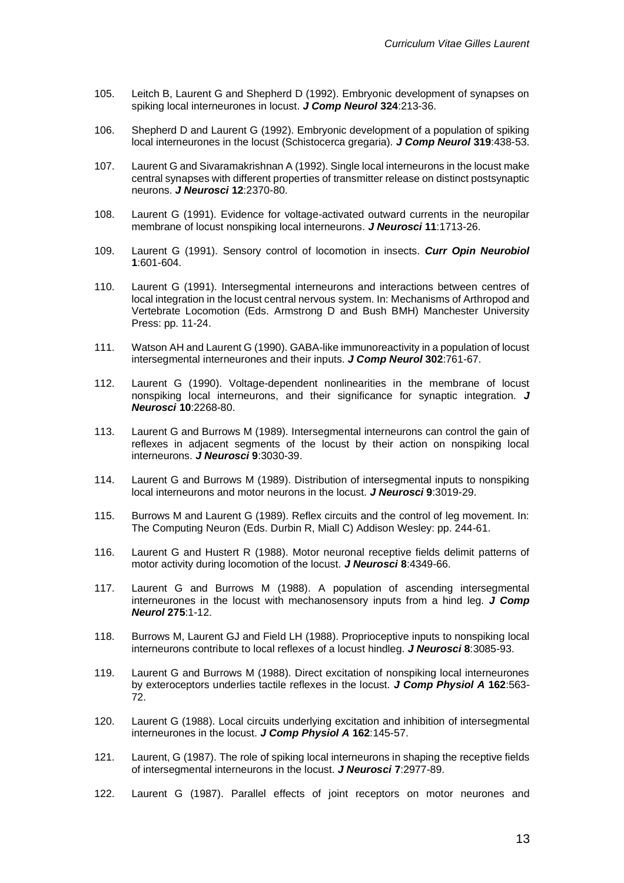105. Leitch B, Laurent G and Shepherd D (1992). Embryonic development of synapses on spiking local interneurones in locust. ***J Comp Neurol* 324**:213-36.

106. Shepherd D and Laurent G (1992). Embryonic development of a population of spiking local interneurones in the locust (Schistocerca gregaria). ***J Comp Neurol* 319**:438-53.

107. Laurent G and Sivaramakrishnan A (1992). Single local interneurons in the locust make central synapses with different properties of transmitter release on distinct postsynaptic neurons. ***J Neurosci* 12**:2370-80.

108. Laurent G (1991). Evidence for voltage-activated outward currents in the neuropilar membrane of locust nonspiking local interneurons. ***J Neurosci* 11**:1713-26.

109. Laurent G (1991). Sensory control of locomotion in insects. ***Curr Opin Neurobiol* 1**:601-604.

110. Laurent G (1991). Intersegmental interneurons and interactions between centres of local integration in the locust central nervous system. In: Mechanisms of Arthropod and Vertebrate Locomotion (Eds. Armstrong D and Bush BMH) Manchester University Press: pp. 11-24.

111. Watson AH and Laurent G (1990). GABA-like immunoreactivity in a population of locust intersegmental interneurones and their inputs. ***J Comp Neurol* 302**:761-67.

112. Laurent G (1990). Voltage-dependent nonlinearities in the membrane of locust nonspiking local interneurons, and their significance for synaptic integration. ***J Neurosci* 10**:2268-80.

113. Laurent G and Burrows M (1989). Intersegmental interneurons can control the gain of reflexes in adjacent segments of the locust by their action on nonspiking local interneurons. ***J Neurosci* 9**:3030-39.

114. Laurent G and Burrows M (1989). Distribution of intersegmental inputs to nonspiking local interneurons and motor neurons in the locust. ***J Neurosci* 9**:3019-29.

115. Burrows M and Laurent G (1989). Reflex circuits and the control of leg movement. In: The Computing Neuron (Eds. Durbin R, Miall C) Addison Wesley: pp. 244-61.

116. Laurent G and Hustert R (1988). Motor neuronal receptive fields delimit patterns of motor activity during locomotion of the locust. ***J Neurosci* 8**:4349-66.

117. Laurent G and Burrows M (1988). A population of ascending intersegmental interneurones in the locust with mechanosensory inputs from a hind leg. ***J Comp Neurol* 275**:1-12.

118. Burrows M, Laurent GJ and Field LH (1988). Proprioceptive inputs to nonspiking local interneurons contribute to local reflexes of a locust hindleg. ***J Neurosci* 8**:3085-93.

119. Laurent G and Burrows M (1988). Direct excitation of nonspiking local interneurones by exteroceptors underlies tactile reflexes in the locust. ***J Comp Physiol A* 162**:563-72.

120. Laurent G (1988). Local circuits underlying excitation and inhibition of intersegmental interneurones in the locust. ***J Comp Physiol A* 162**:145-57.

121. Laurent, G (1987). The role of spiking local interneurons in shaping the receptive fields of intersegmental interneurons in the locust. ***J Neurosci* 7**:2977-89.

122. Laurent G (1987). Parallel effects of joint receptors on motor neurones and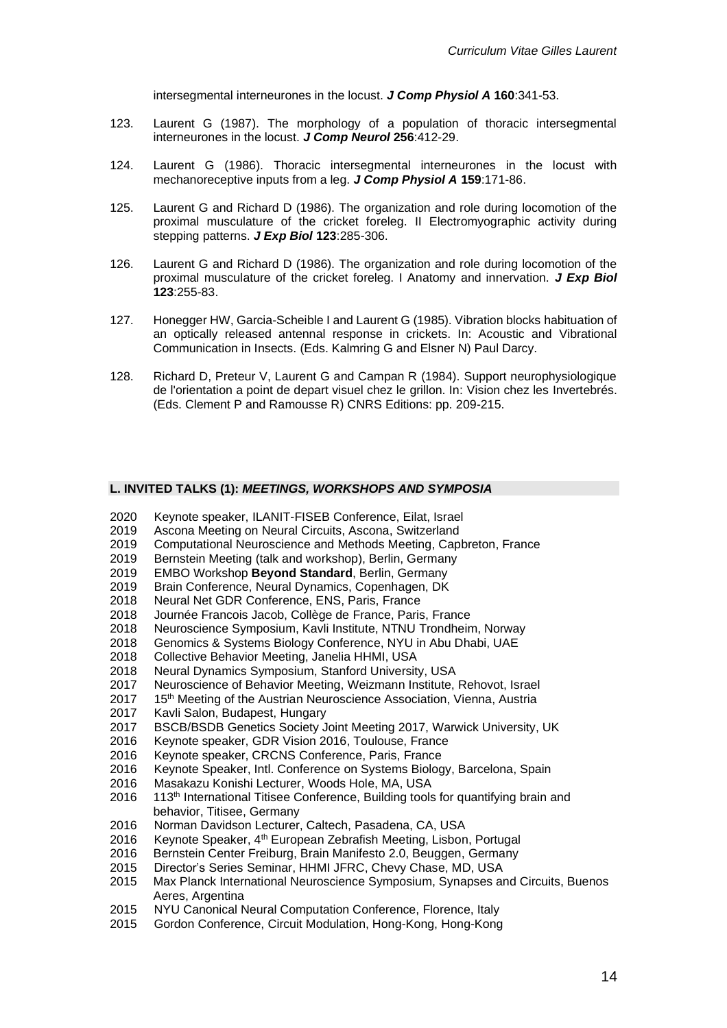intersegmental interneurones in the locust. ***J Comp Physiol A*** **160**:341-53.

123. Laurent G (1987). The morphology of a population of thoracic intersegmental interneurones in the locust. ***J Comp Neurol*** **256**:412-29.

124. Laurent G (1986). Thoracic intersegmental interneurones in the locust with mechanoreceptive inputs from a leg. ***J Comp Physiol A*** **159**:171-86.

125. Laurent G and Richard D (1986). The organization and role during locomotion of the proximal musculature of the cricket foreleg. II Electromyographic activity during stepping patterns. ***J Exp Biol*** **123**:285-306.

126. Laurent G and Richard D (1986). The organization and role during locomotion of the proximal musculature of the cricket foreleg. I Anatomy and innervation. ***J Exp Biol*** **123**:255-83.

127. Honegger HW, Garcia-Scheible I and Laurent G (1985). Vibration blocks habituation of an optically released antennal response in crickets. In: Acoustic and Vibrational Communication in Insects. (Eds. Kalmring G and Elsner N) Paul Darcy.

128. Richard D, Preteur V, Laurent G and Campan R (1984). Support neurophysiologique de l'orientation a point de depart visuel chez le grillon. In: Vision chez les Invertebrés. (Eds. Clement P and Ramousse R) CNRS Editions: pp. 209-215.

## L. INVITED TALKS (1): *MEETINGS, WORKSHOPS AND SYMPOSIA*

2020 Keynote speaker, ILANIT-FISEB Conference, Eilat, Israel
2019 Ascona Meeting on Neural Circuits, Ascona, Switzerland
2019 Computational Neuroscience and Methods Meeting, Capbreton, France
2019 Bernstein Meeting (talk and workshop), Berlin, Germany
2019 EMBO Workshop **Beyond Standard**, Berlin, Germany
2019 Brain Conference, Neural Dynamics, Copenhagen, DK
2018 Neural Net GDR Conference, ENS, Paris, France
2018 Journée Francois Jacob, Collège de France, Paris, France
2018 Neuroscience Symposium, Kavli Institute, NTNU Trondheim, Norway
2018 Genomics & Systems Biology Conference, NYU in Abu Dhabi, UAE
2018 Collective Behavior Meeting, Janelia HHMI, USA
2018 Neural Dynamics Symposium, Stanford University, USA
2017 Neuroscience of Behavior Meeting, Weizmann Institute, Rehovot, Israel
2017 15th Meeting of the Austrian Neuroscience Association, Vienna, Austria
2017 Kavli Salon, Budapest, Hungary
2017 BSCB/BSDB Genetics Society Joint Meeting 2017, Warwick University, UK
2016 Keynote speaker, GDR Vision 2016, Toulouse, France
2016 Keynote speaker, CRCNS Conference, Paris, France
2016 Keynote Speaker, Intl. Conference on Systems Biology, Barcelona, Spain
2016 Masakazu Konishi Lecturer, Woods Hole, MA, USA
2016 113th International Titisee Conference, Building tools for quantifying brain and behavior, Titisee, Germany
2016 Norman Davidson Lecturer, Caltech, Pasadena, CA, USA
2016 Keynote Speaker, 4th European Zebrafish Meeting, Lisbon, Portugal
2016 Bernstein Center Freiburg, Brain Manifesto 2.0, Beuggen, Germany
2015 Director's Series Seminar, HHMI JFRC, Chevy Chase, MD, USA
2015 Max Planck International Neuroscience Symposium, Synapses and Circuits, Buenos Aeres, Argentina
2015 NYU Canonical Neural Computation Conference, Florence, Italy
2015 Gordon Conference, Circuit Modulation, Hong-Kong, Hong-Kong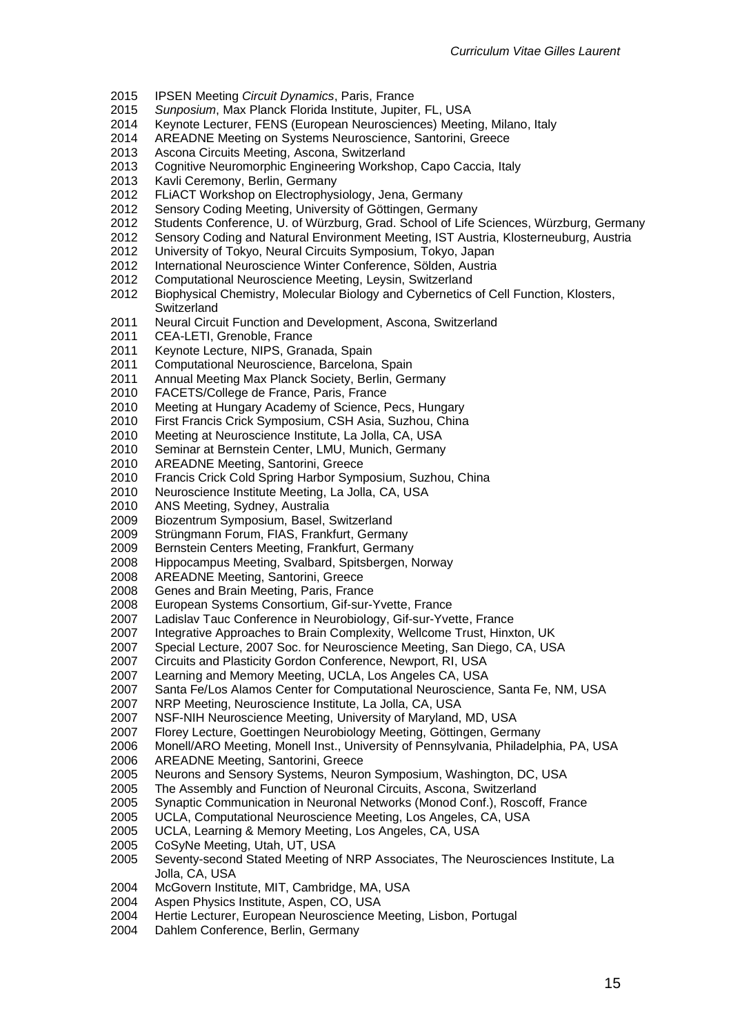2015 IPSEN Meeting *Circuit Dynamics*, Paris, France
2015 *Sunposium*, Max Planck Florida Institute, Jupiter, FL, USA
2014 Keynote Lecturer, FENS (European Neurosciences) Meeting, Milano, Italy
2014 AREADNE Meeting on Systems Neuroscience, Santorini, Greece
2013 Ascona Circuits Meeting, Ascona, Switzerland
2013 Cognitive Neuromorphic Engineering Workshop, Capo Caccia, Italy
2013 Kavli Ceremony, Berlin, Germany
2012 FLiACT Workshop on Electrophysiology, Jena, Germany
2012 Sensory Coding Meeting, University of Göttingen, Germany
2012 Students Conference, U. of Würzburg, Grad. School of Life Sciences, Würzburg, Germany
2012 Sensory Coding and Natural Environment Meeting, IST Austria, Klosterneuburg, Austria
2012 University of Tokyo, Neural Circuits Symposium, Tokyo, Japan
2012 International Neuroscience Winter Conference, Sölden, Austria
2012 Computational Neuroscience Meeting, Leysin, Switzerland
2012 Biophysical Chemistry, Molecular Biology and Cybernetics of Cell Function, Klosters, Switzerland
2011 Neural Circuit Function and Development, Ascona, Switzerland
2011 CEA-LETI, Grenoble, France
2011 Keynote Lecture, NIPS, Granada, Spain
2011 Computational Neuroscience, Barcelona, Spain
2011 Annual Meeting Max Planck Society, Berlin, Germany
2010 FACETS/College de France, Paris, France
2010 Meeting at Hungary Academy of Science, Pecs, Hungary
2010 First Francis Crick Symposium, CSH Asia, Suzhou, China
2010 Meeting at Neuroscience Institute, La Jolla, CA, USA
2010 Seminar at Bernstein Center, LMU, Munich, Germany
2010 AREADNE Meeting, Santorini, Greece
2010 Francis Crick Cold Spring Harbor Symposium, Suzhou, China
2010 Neuroscience Institute Meeting, La Jolla, CA, USA
2010 ANS Meeting, Sydney, Australia
2009 Biozentrum Symposium, Basel, Switzerland
2009 Strüngmann Forum, FIAS, Frankfurt, Germany
2009 Bernstein Centers Meeting, Frankfurt, Germany
2008 Hippocampus Meeting, Svalbard, Spitsbergen, Norway
2008 AREADNE Meeting, Santorini, Greece
2008 Genes and Brain Meeting, Paris, France
2008 European Systems Consortium, Gif-sur-Yvette, France
2007 Ladislav Tauc Conference in Neurobiology, Gif-sur-Yvette, France
2007 Integrative Approaches to Brain Complexity, Wellcome Trust, Hinxton, UK
2007 Special Lecture, 2007 Soc. for Neuroscience Meeting, San Diego, CA, USA
2007 Circuits and Plasticity Gordon Conference, Newport, RI, USA
2007 Learning and Memory Meeting, UCLA, Los Angeles CA, USA
2007 Santa Fe/Los Alamos Center for Computational Neuroscience, Santa Fe, NM, USA
2007 NRP Meeting, Neuroscience Institute, La Jolla, CA, USA
2007 NSF-NIH Neuroscience Meeting, University of Maryland, MD, USA
2007 Florey Lecture, Goettingen Neurobiology Meeting, Göttingen, Germany
2006 Monell/ARO Meeting, Monell Inst., University of Pennsylvania, Philadelphia, PA, USA
2006 AREADNE Meeting, Santorini, Greece
2005 Neurons and Sensory Systems, Neuron Symposium, Washington, DC, USA
2005 The Assembly and Function of Neuronal Circuits, Ascona, Switzerland
2005 Synaptic Communication in Neuronal Networks (Monod Conf.), Roscoff, France
2005 UCLA, Computational Neuroscience Meeting, Los Angeles, CA, USA
2005 UCLA, Learning & Memory Meeting, Los Angeles, CA, USA
2005 CoSyNe Meeting, Utah, UT, USA
2005 Seventy-second Stated Meeting of NRP Associates, The Neurosciences Institute, La Jolla, CA, USA
2004 McGovern Institute, MIT, Cambridge, MA, USA
2004 Aspen Physics Institute, Aspen, CO, USA
2004 Hertie Lecturer, European Neuroscience Meeting, Lisbon, Portugal
2004 Dahlem Conference, Berlin, Germany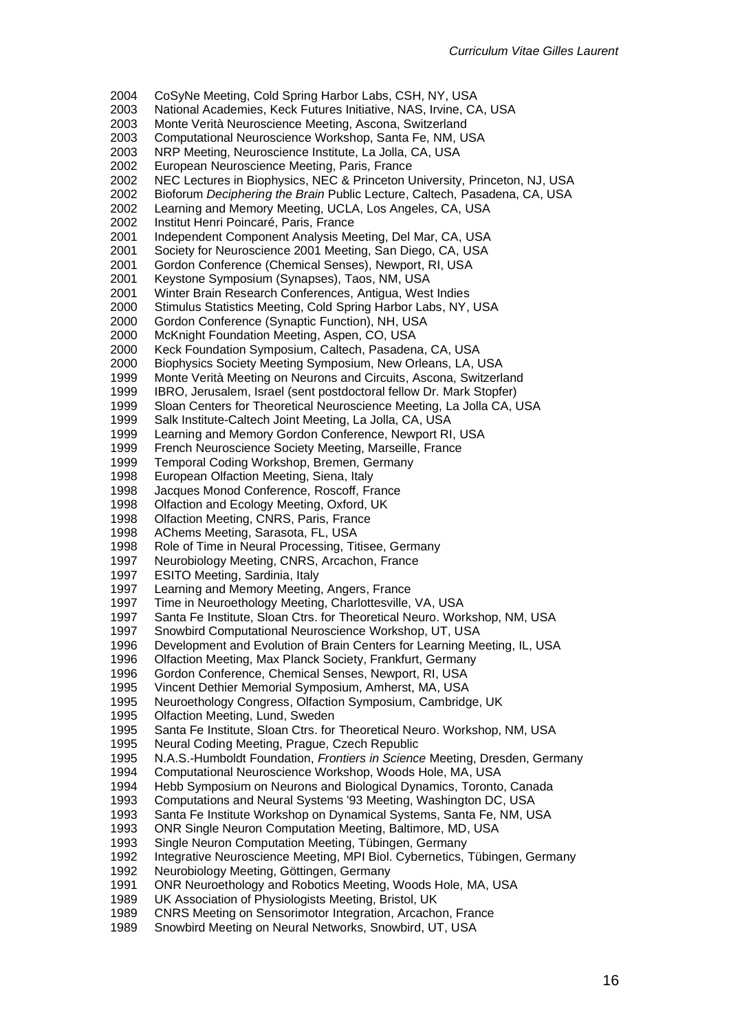2004 CoSyNe Meeting, Cold Spring Harbor Labs, CSH, NY, USA
2003 National Academies, Keck Futures Initiative, NAS, Irvine, CA, USA
2003 Monte Verità Neuroscience Meeting, Ascona, Switzerland
2003 Computational Neuroscience Workshop, Santa Fe, NM, USA
2003 NRP Meeting, Neuroscience Institute, La Jolla, CA, USA
2002 European Neuroscience Meeting, Paris, France
2002 NEC Lectures in Biophysics, NEC & Princeton University, Princeton, NJ, USA
2002 Bioforum *Deciphering the Brain* Public Lecture, Caltech, Pasadena, CA, USA
2002 Learning and Memory Meeting, UCLA, Los Angeles, CA, USA
2002 Institut Henri Poincaré, Paris, France
2001 Independent Component Analysis Meeting, Del Mar, CA, USA
2001 Society for Neuroscience 2001 Meeting, San Diego, CA, USA
2001 Gordon Conference (Chemical Senses), Newport, RI, USA
2001 Keystone Symposium (Synapses), Taos, NM, USA
2001 Winter Brain Research Conferences, Antigua, West Indies
2000 Stimulus Statistics Meeting, Cold Spring Harbor Labs, NY, USA
2000 Gordon Conference (Synaptic Function), NH, USA
2000 McKnight Foundation Meeting, Aspen, CO, USA
2000 Keck Foundation Symposium, Caltech, Pasadena, CA, USA
2000 Biophysics Society Meeting Symposium, New Orleans, LA, USA
1999 Monte Verità Meeting on Neurons and Circuits, Ascona, Switzerland
1999 IBRO, Jerusalem, Israel (sent postdoctoral fellow Dr. Mark Stopfer)
1999 Sloan Centers for Theoretical Neuroscience Meeting, La Jolla CA, USA
1999 Salk Institute-Caltech Joint Meeting, La Jolla, CA, USA
1999 Learning and Memory Gordon Conference, Newport RI, USA
1999 French Neuroscience Society Meeting, Marseille, France
1999 Temporal Coding Workshop, Bremen, Germany
1998 European Olfaction Meeting, Siena, Italy
1998 Jacques Monod Conference, Roscoff, France
1998 Olfaction and Ecology Meeting, Oxford, UK
1998 Olfaction Meeting, CNRS, Paris, France
1998 AChems Meeting, Sarasota, FL, USA
1998 Role of Time in Neural Processing, Titisee, Germany
1997 Neurobiology Meeting, CNRS, Arcachon, France
1997 ESITO Meeting, Sardinia, Italy
1997 Learning and Memory Meeting, Angers, France
1997 Time in Neuroethology Meeting, Charlottesville, VA, USA
1997 Santa Fe Institute, Sloan Ctrs. for Theoretical Neuro. Workshop, NM, USA
1997 Snowbird Computational Neuroscience Workshop, UT, USA
1996 Development and Evolution of Brain Centers for Learning Meeting, IL, USA
1996 Olfaction Meeting, Max Planck Society, Frankfurt, Germany
1996 Gordon Conference, Chemical Senses, Newport, RI, USA
1995 Vincent Dethier Memorial Symposium, Amherst, MA, USA
1995 Neuroethology Congress, Olfaction Symposium, Cambridge, UK
1995 Olfaction Meeting, Lund, Sweden
1995 Santa Fe Institute, Sloan Ctrs. for Theoretical Neuro. Workshop, NM, USA
1995 Neural Coding Meeting, Prague, Czech Republic
1995 N.A.S.-Humboldt Foundation, *Frontiers in Science* Meeting, Dresden, Germany
1994 Computational Neuroscience Workshop, Woods Hole, MA, USA
1994 Hebb Symposium on Neurons and Biological Dynamics, Toronto, Canada
1993 Computations and Neural Systems '93 Meeting, Washington DC, USA
1993 Santa Fe Institute Workshop on Dynamical Systems, Santa Fe, NM, USA
1993 ONR Single Neuron Computation Meeting, Baltimore, MD, USA
1993 Single Neuron Computation Meeting, Tübingen, Germany
1992 Integrative Neuroscience Meeting, MPI Biol. Cybernetics, Tübingen, Germany
1992 Neurobiology Meeting, Göttingen, Germany
1991 ONR Neuroethology and Robotics Meeting, Woods Hole, MA, USA
1989 UK Association of Physiologists Meeting, Bristol, UK
1989 CNRS Meeting on Sensorimotor Integration, Arcachon, France
1989 Snowbird Meeting on Neural Networks, Snowbird, UT, USA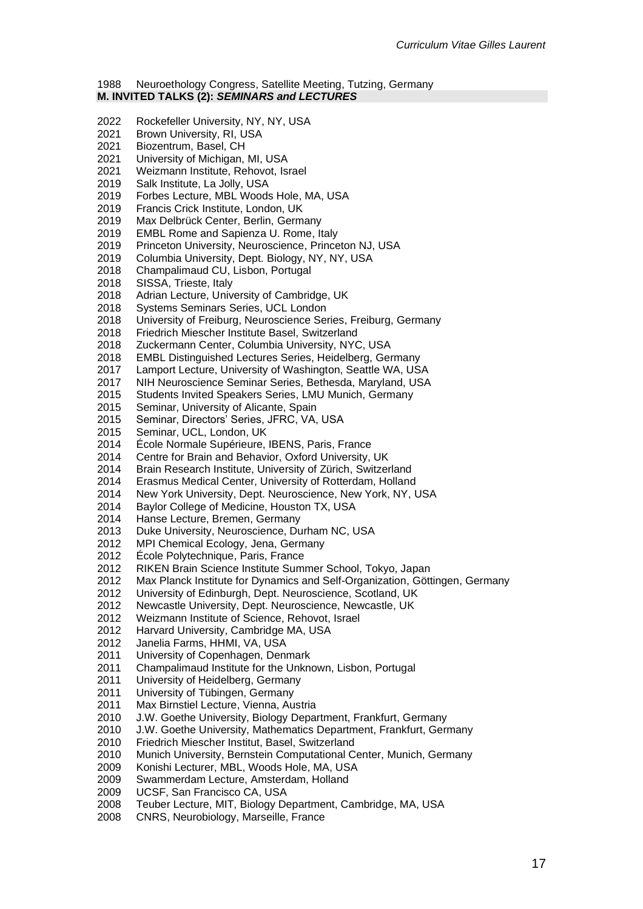1988 Neuroethology Congress, Satellite Meeting, Tutzing, Germany

**M. INVITED TALKS (2): *SEMINARS and LECTURES***

2022 Rockefeller University, NY, NY, USA
2021 Brown University, RI, USA
2021 Biozentrum, Basel, CH
2021 University of Michigan, MI, USA
2021 Weizmann Institute, Rehovot, Israel
2019 Salk Institute, La Jolly, USA
2019 Forbes Lecture, MBL Woods Hole, MA, USA
2019 Francis Crick Institute, London, UK
2019 Max Delbrück Center, Berlin, Germany
2019 EMBL Rome and Sapienza U. Rome, Italy
2019 Princeton University, Neuroscience, Princeton NJ, USA
2019 Columbia University, Dept. Biology, NY, NY, USA
2018 Champalimaud CU, Lisbon, Portugal
2018 SISSA, Trieste, Italy
2018 Adrian Lecture, University of Cambridge, UK
2018 Systems Seminars Series, UCL London
2018 University of Freiburg, Neuroscience Series, Freiburg, Germany
2018 Friedrich Miescher Institute Basel, Switzerland
2018 Zuckermann Center, Columbia University, NYC, USA
2018 EMBL Distinguished Lectures Series, Heidelberg, Germany
2017 Lamport Lecture, University of Washington, Seattle WA, USA
2017 NIH Neuroscience Seminar Series, Bethesda, Maryland, USA
2015 Students Invited Speakers Series, LMU Munich, Germany
2015 Seminar, University of Alicante, Spain
2015 Seminar, Directors' Series, JFRC, VA, USA
2015 Seminar, UCL, London, UK
2014 École Normale Supérieure, IBENS, Paris, France
2014 Centre for Brain and Behavior, Oxford University, UK
2014 Brain Research Institute, University of Zürich, Switzerland
2014 Erasmus Medical Center, University of Rotterdam, Holland
2014 New York University, Dept. Neuroscience, New York, NY, USA
2014 Baylor College of Medicine, Houston TX, USA
2014 Hanse Lecture, Bremen, Germany
2013 Duke University, Neuroscience, Durham NC, USA
2012 MPI Chemical Ecology, Jena, Germany
2012 École Polytechnique, Paris, France
2012 RIKEN Brain Science Institute Summer School, Tokyo, Japan
2012 Max Planck Institute for Dynamics and Self-Organization, Göttingen, Germany
2012 University of Edinburgh, Dept. Neuroscience, Scotland, UK
2012 Newcastle University, Dept. Neuroscience, Newcastle, UK
2012 Weizmann Institute of Science, Rehovot, Israel
2012 Harvard University, Cambridge MA, USA
2012 Janelia Farms, HHMI, VA, USA
2011 University of Copenhagen, Denmark
2011 Champalimaud Institute for the Unknown, Lisbon, Portugal
2011 University of Heidelberg, Germany
2011 University of Tübingen, Germany
2011 Max Birnstiel Lecture, Vienna, Austria
2010 J.W. Goethe University, Biology Department, Frankfurt, Germany
2010 J.W. Goethe University, Mathematics Department, Frankfurt, Germany
2010 Friedrich Miescher Institut, Basel, Switzerland
2010 Munich University, Bernstein Computational Center, Munich, Germany
2009 Konishi Lecturer, MBL, Woods Hole, MA, USA
2009 Swammerdam Lecture, Amsterdam, Holland
2009 UCSF, San Francisco CA, USA
2008 Teuber Lecture, MIT, Biology Department, Cambridge, MA, USA
2008 CNRS, Neurobiology, Marseille, France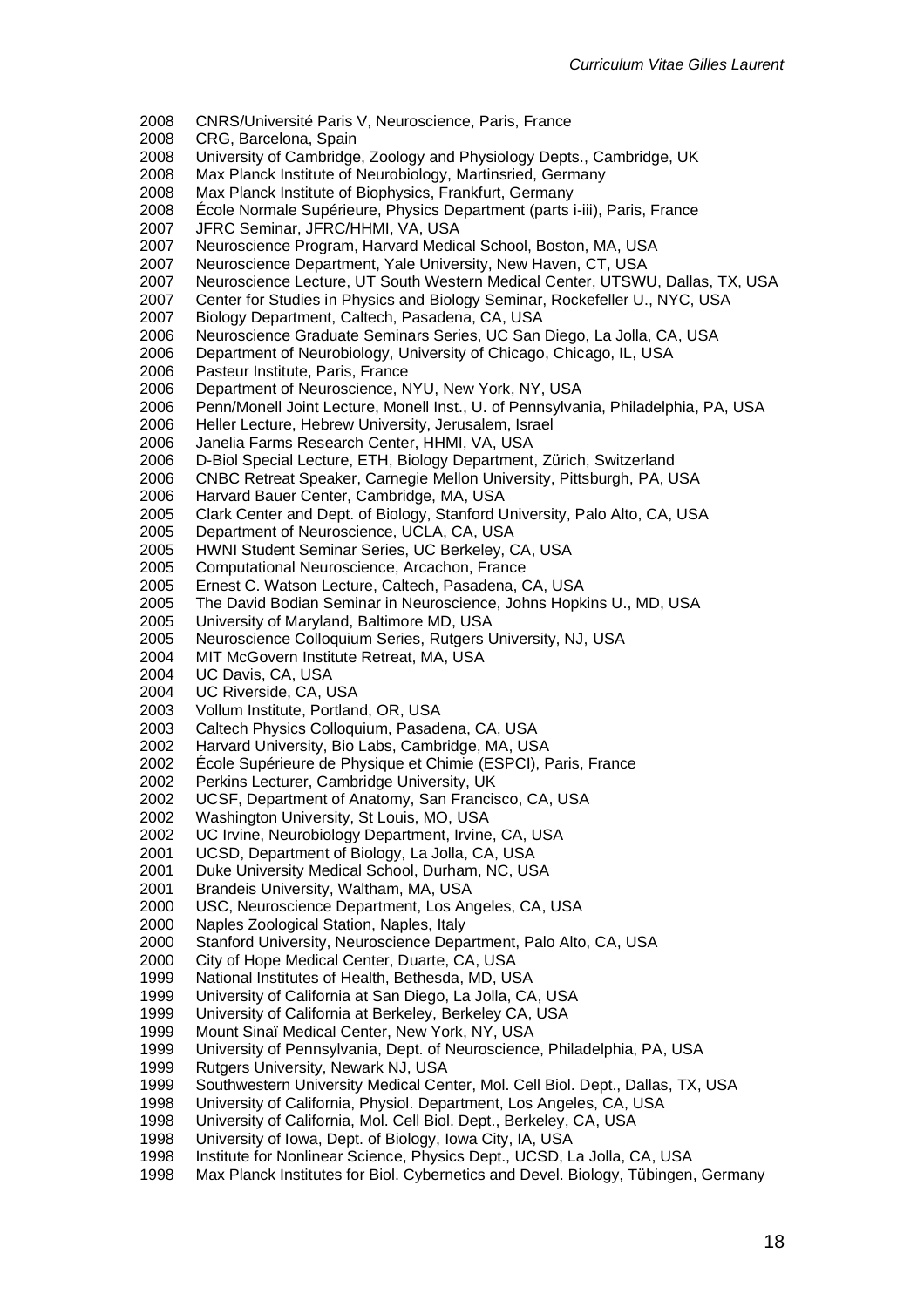2008 CNRS/Université Paris V, Neuroscience, Paris, France
2008 CRG, Barcelona, Spain
2008 University of Cambridge, Zoology and Physiology Depts., Cambridge, UK
2008 Max Planck Institute of Neurobiology, Martinsried, Germany
2008 Max Planck Institute of Biophysics, Frankfurt, Germany
2008 École Normale Supérieure, Physics Department (parts i-iii), Paris, France
2007 JFRC Seminar, JFRC/HHMI, VA, USA
2007 Neuroscience Program, Harvard Medical School, Boston, MA, USA
2007 Neuroscience Department, Yale University, New Haven, CT, USA
2007 Neuroscience Lecture, UT South Western Medical Center, UTSWU, Dallas, TX, USA
2007 Center for Studies in Physics and Biology Seminar, Rockefeller U., NYC, USA
2007 Biology Department, Caltech, Pasadena, CA, USA
2006 Neuroscience Graduate Seminars Series, UC San Diego, La Jolla, CA, USA
2006 Department of Neurobiology, University of Chicago, Chicago, IL, USA
2006 Pasteur Institute, Paris, France
2006 Department of Neuroscience, NYU, New York, NY, USA
2006 Penn/Monell Joint Lecture, Monell Inst., U. of Pennsylvania, Philadelphia, PA, USA
2006 Heller Lecture, Hebrew University, Jerusalem, Israel
2006 Janelia Farms Research Center, HHMI, VA, USA
2006 D-Biol Special Lecture, ETH, Biology Department, Zürich, Switzerland
2006 CNBC Retreat Speaker, Carnegie Mellon University, Pittsburgh, PA, USA
2006 Harvard Bauer Center, Cambridge, MA, USA
2005 Clark Center and Dept. of Biology, Stanford University, Palo Alto, CA, USA
2005 Department of Neuroscience, UCLA, CA, USA
2005 HWNI Student Seminar Series, UC Berkeley, CA, USA
2005 Computational Neuroscience, Arcachon, France
2005 Ernest C. Watson Lecture, Caltech, Pasadena, CA, USA
2005 The David Bodian Seminar in Neuroscience, Johns Hopkins U., MD, USA
2005 University of Maryland, Baltimore MD, USA
2005 Neuroscience Colloquium Series, Rutgers University, NJ, USA
2004 MIT McGovern Institute Retreat, MA, USA
2004 UC Davis, CA, USA
2004 UC Riverside, CA, USA
2003 Vollum Institute, Portland, OR, USA
2003 Caltech Physics Colloquium, Pasadena, CA, USA
2002 Harvard University, Bio Labs, Cambridge, MA, USA
2002 École Supérieure de Physique et Chimie (ESPCI), Paris, France
2002 Perkins Lecturer, Cambridge University, UK
2002 UCSF, Department of Anatomy, San Francisco, CA, USA
2002 Washington University, St Louis, MO, USA
2002 UC Irvine, Neurobiology Department, Irvine, CA, USA
2001 UCSD, Department of Biology, La Jolla, CA, USA
2001 Duke University Medical School, Durham, NC, USA
2001 Brandeis University, Waltham, MA, USA
2000 USC, Neuroscience Department, Los Angeles, CA, USA
2000 Naples Zoological Station, Naples, Italy
2000 Stanford University, Neuroscience Department, Palo Alto, CA, USA
2000 City of Hope Medical Center, Duarte, CA, USA
1999 National Institutes of Health, Bethesda, MD, USA
1999 University of California at San Diego, La Jolla, CA, USA
1999 University of California at Berkeley, Berkeley CA, USA
1999 Mount Sinaï Medical Center, New York, NY, USA
1999 University of Pennsylvania, Dept. of Neuroscience, Philadelphia, PA, USA
1999 Rutgers University, Newark NJ, USA
1999 Southwestern University Medical Center, Mol. Cell Biol. Dept., Dallas, TX, USA
1998 University of California, Physiol. Department, Los Angeles, CA, USA
1998 University of California, Mol. Cell Biol. Dept., Berkeley, CA, USA
1998 University of Iowa, Dept. of Biology, Iowa City, IA, USA
1998 Institute for Nonlinear Science, Physics Dept., UCSD, La Jolla, CA, USA
1998 Max Planck Institutes for Biol. Cybernetics and Devel. Biology, Tübingen, Germany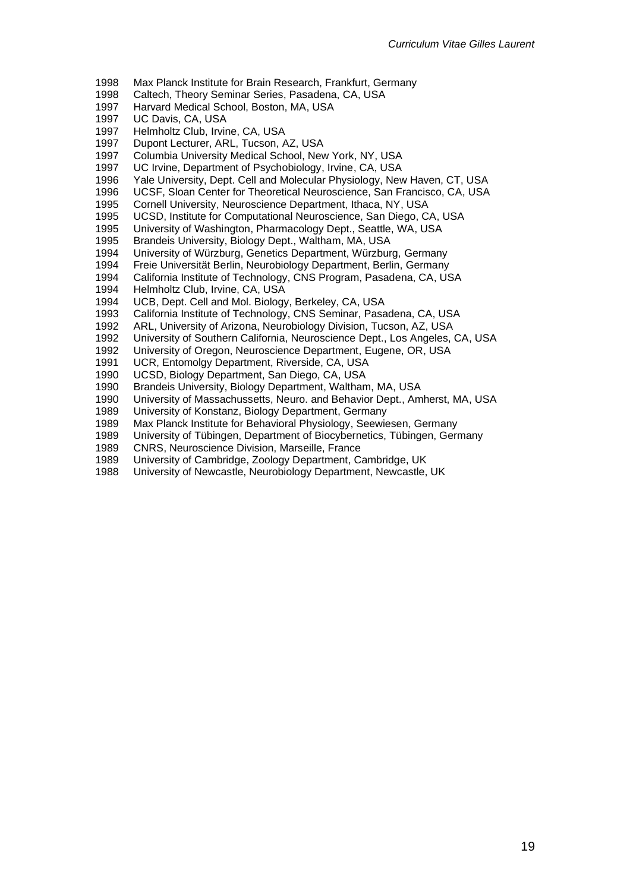1998 Max Planck Institute for Brain Research, Frankfurt, Germany
1998 Caltech, Theory Seminar Series, Pasadena, CA, USA
1997 Harvard Medical School, Boston, MA, USA
1997 UC Davis, CA, USA
1997 Helmholtz Club, Irvine, CA, USA
1997 Dupont Lecturer, ARL, Tucson, AZ, USA
1997 Columbia University Medical School, New York, NY, USA
1997 UC Irvine, Department of Psychobiology, Irvine, CA, USA
1996 Yale University, Dept. Cell and Molecular Physiology, New Haven, CT, USA
1996 UCSF, Sloan Center for Theoretical Neuroscience, San Francisco, CA, USA
1995 Cornell University, Neuroscience Department, Ithaca, NY, USA
1995 UCSD, Institute for Computational Neuroscience, San Diego, CA, USA
1995 University of Washington, Pharmacology Dept., Seattle, WA, USA
1995 Brandeis University, Biology Dept., Waltham, MA, USA
1994 University of Würzburg, Genetics Department, Würzburg, Germany
1994 Freie Universität Berlin, Neurobiology Department, Berlin, Germany
1994 California Institute of Technology, CNS Program, Pasadena, CA, USA
1994 Helmholtz Club, Irvine, CA, USA
1994 UCB, Dept. Cell and Mol. Biology, Berkeley, CA, USA
1993 California Institute of Technology, CNS Seminar, Pasadena, CA, USA
1992 ARL, University of Arizona, Neurobiology Division, Tucson, AZ, USA
1992 University of Southern California, Neuroscience Dept., Los Angeles, CA, USA
1992 University of Oregon, Neuroscience Department, Eugene, OR, USA
1991 UCR, Entomolgy Department, Riverside, CA, USA
1990 UCSD, Biology Department, San Diego, CA, USA
1990 Brandeis University, Biology Department, Waltham, MA, USA
1990 University of Massachussetts, Neuro. and Behavior Dept., Amherst, MA, USA
1989 University of Konstanz, Biology Department, Germany
1989 Max Planck Institute for Behavioral Physiology, Seewiesen, Germany
1989 University of Tübingen, Department of Biocybernetics, Tübingen, Germany
1989 CNRS, Neuroscience Division, Marseille, France
1989 University of Cambridge, Zoology Department, Cambridge, UK
1988 University of Newcastle, Neurobiology Department, Newcastle, UK